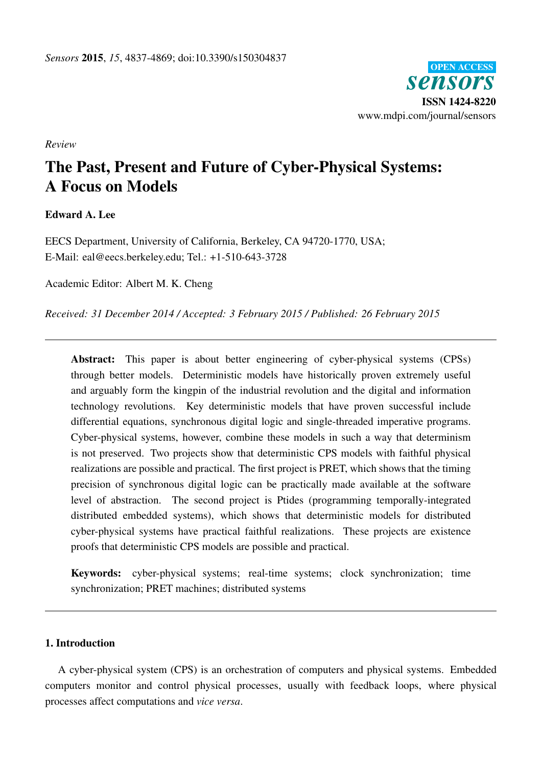*Review*

# The Past, Present and Future of Cyber-Physical Systems: A Focus on Models

**Edward A. Lee**

EECS Department, University of California, Berkeley, CA 94720-1770, USA;
E-Mail: eal@eecs.berkeley.edu; Tel.: +1-510-643-3728

Academic Editor: Albert M. K. Cheng

*Received: 31 December 2014 / Accepted: 3 February 2015 / Published: 26 February 2015*

---

**Abstract:** This paper is about better engineering of cyber-physical systems (CPSs) through better models. Deterministic models have historically proven extremely useful and arguably form the kingpin of the industrial revolution and the digital and information technology revolutions. Key deterministic models that have proven successful include differential equations, synchronous digital logic and single-threaded imperative programs. Cyber-physical systems, however, combine these models in such a way that determinism is not preserved. Two projects show that deterministic CPS models with faithful physical realizations are possible and practical. The first project is PRET, which shows that the timing precision of synchronous digital logic can be practically made available at the software level of abstraction. The second project is Ptides (programming temporally-integrated distributed embedded systems), which shows that deterministic models for distributed cyber-physical systems have practical faithful realizations. These projects are existence proofs that deterministic CPS models are possible and practical.

**Keywords:** cyber-physical systems; real-time systems; clock synchronization; time synchronization; PRET machines; distributed systems

---

## 1. Introduction

A cyber-physical system (CPS) is an orchestration of computers and physical systems. Embedded computers monitor and control physical processes, usually with feedback loops, where physical processes affect computations and *vice versa*.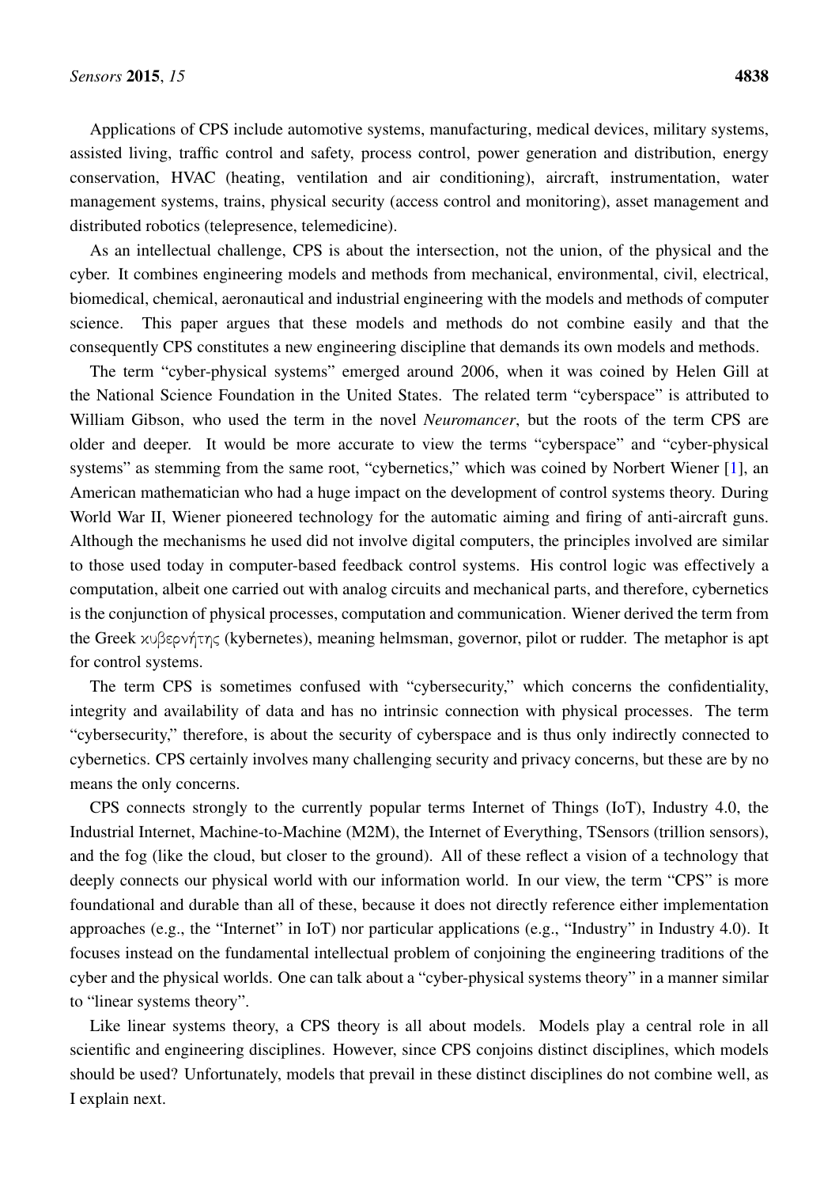Applications of CPS include automotive systems, manufacturing, medical devices, military systems, assisted living, traffic control and safety, process control, power generation and distribution, energy conservation, HVAC (heating, ventilation and air conditioning), aircraft, instrumentation, water management systems, trains, physical security (access control and monitoring), asset management and distributed robotics (telepresence, telemedicine).

As an intellectual challenge, CPS is about the intersection, not the union, of the physical and the cyber. It combines engineering models and methods from mechanical, environmental, civil, electrical, biomedical, chemical, aeronautical and industrial engineering with the models and methods of computer science. This paper argues that these models and methods do not combine easily and that the consequently CPS constitutes a new engineering discipline that demands its own models and methods.

The term "cyber-physical systems" emerged around 2006, when it was coined by Helen Gill at the National Science Foundation in the United States. The related term "cyberspace" is attributed to William Gibson, who used the term in the novel *Neuromancer*, but the roots of the term CPS are older and deeper. It would be more accurate to view the terms "cyberspace" and "cyber-physical systems" as stemming from the same root, "cybernetics," which was coined by Norbert Wiener [1], an American mathematician who had a huge impact on the development of control systems theory. During World War II, Wiener pioneered technology for the automatic aiming and firing of anti-aircraft guns. Although the mechanisms he used did not involve digital computers, the principles involved are similar to those used today in computer-based feedback control systems. His control logic was effectively a computation, albeit one carried out with analog circuits and mechanical parts, and therefore, cybernetics is the conjunction of physical processes, computation and communication. Wiener derived the term from the Greek κυβερνήτης (kybernetes), meaning helmsman, governor, pilot or rudder. The metaphor is apt for control systems.

The term CPS is sometimes confused with "cybersecurity," which concerns the confidentiality, integrity and availability of data and has no intrinsic connection with physical processes. The term "cybersecurity," therefore, is about the security of cyberspace and is thus only indirectly connected to cybernetics. CPS certainly involves many challenging security and privacy concerns, but these are by no means the only concerns.

CPS connects strongly to the currently popular terms Internet of Things (IoT), Industry 4.0, the Industrial Internet, Machine-to-Machine (M2M), the Internet of Everything, TSensors (trillion sensors), and the fog (like the cloud, but closer to the ground). All of these reflect a vision of a technology that deeply connects our physical world with our information world. In our view, the term "CPS" is more foundational and durable than all of these, because it does not directly reference either implementation approaches (e.g., the "Internet" in IoT) nor particular applications (e.g., "Industry" in Industry 4.0). It focuses instead on the fundamental intellectual problem of conjoining the engineering traditions of the cyber and the physical worlds. One can talk about a "cyber-physical systems theory" in a manner similar to "linear systems theory".

Like linear systems theory, a CPS theory is all about models. Models play a central role in all scientific and engineering disciplines. However, since CPS conjoins distinct disciplines, which models should be used? Unfortunately, models that prevail in these distinct disciplines do not combine well, as I explain next.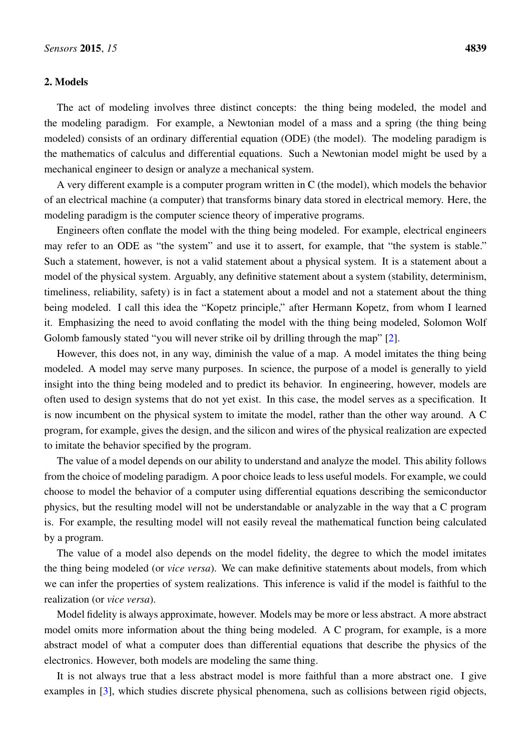## 2. Models

The act of modeling involves three distinct concepts: the thing being modeled, the model and the modeling paradigm. For example, a Newtonian model of a mass and a spring (the thing being modeled) consists of an ordinary differential equation (ODE) (the model). The modeling paradigm is the mathematics of calculus and differential equations. Such a Newtonian model might be used by a mechanical engineer to design or analyze a mechanical system.

A very different example is a computer program written in C (the model), which models the behavior of an electrical machine (a computer) that transforms binary data stored in electrical memory. Here, the modeling paradigm is the computer science theory of imperative programs.

Engineers often conflate the model with the thing being modeled. For example, electrical engineers may refer to an ODE as "the system" and use it to assert, for example, that "the system is stable." Such a statement, however, is not a valid statement about a physical system. It is a statement about a model of the physical system. Arguably, any definitive statement about a system (stability, determinism, timeliness, reliability, safety) is in fact a statement about a model and not a statement about the thing being modeled. I call this idea the "Kopetz principle," after Hermann Kopetz, from whom I learned it. Emphasizing the need to avoid conflating the model with the thing being modeled, Solomon Wolf Golomb famously stated "you will never strike oil by drilling through the map" [2].

However, this does not, in any way, diminish the value of a map. A model imitates the thing being modeled. A model may serve many purposes. In science, the purpose of a model is generally to yield insight into the thing being modeled and to predict its behavior. In engineering, however, models are often used to design systems that do not yet exist. In this case, the model serves as a specification. It is now incumbent on the physical system to imitate the model, rather than the other way around. A C program, for example, gives the design, and the silicon and wires of the physical realization are expected to imitate the behavior specified by the program.

The value of a model depends on our ability to understand and analyze the model. This ability follows from the choice of modeling paradigm. A poor choice leads to less useful models. For example, we could choose to model the behavior of a computer using differential equations describing the semiconductor physics, but the resulting model will not be understandable or analyzable in the way that a C program is. For example, the resulting model will not easily reveal the mathematical function being calculated by a program.

The value of a model also depends on the model fidelity, the degree to which the model imitates the thing being modeled (or *vice versa*). We can make definitive statements about models, from which we can infer the properties of system realizations. This inference is valid if the model is faithful to the realization (or *vice versa*).

Model fidelity is always approximate, however. Models may be more or less abstract. A more abstract model omits more information about the thing being modeled. A C program, for example, is a more abstract model of what a computer does than differential equations that describe the physics of the electronics. However, both models are modeling the same thing.

It is not always true that a less abstract model is more faithful than a more abstract one. I give examples in [3], which studies discrete physical phenomena, such as collisions between rigid objects,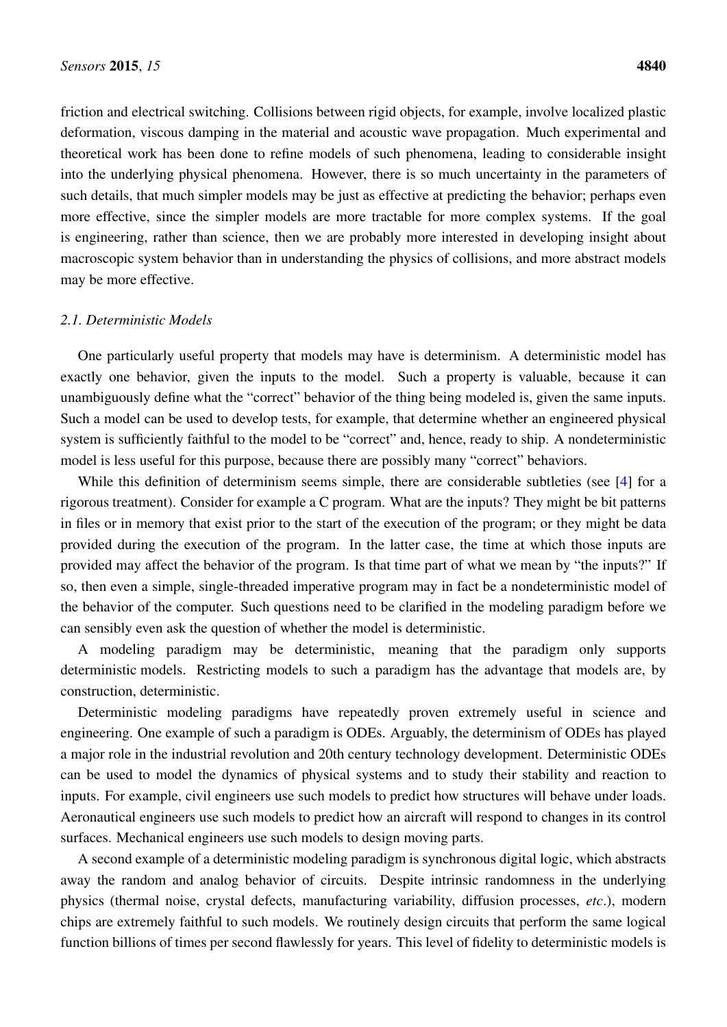friction and electrical switching. Collisions between rigid objects, for example, involve localized plastic deformation, viscous damping in the material and acoustic wave propagation. Much experimental and theoretical work has been done to refine models of such phenomena, leading to considerable insight into the underlying physical phenomena. However, there is so much uncertainty in the parameters of such details, that much simpler models may be just as effective at predicting the behavior; perhaps even more effective, since the simpler models are more tractable for more complex systems. If the goal is engineering, rather than science, then we are probably more interested in developing insight about macroscopic system behavior than in understanding the physics of collisions, and more abstract models may be more effective.

### *2.1. Deterministic Models*

One particularly useful property that models may have is determinism. A deterministic model has exactly one behavior, given the inputs to the model. Such a property is valuable, because it can unambiguously define what the "correct" behavior of the thing being modeled is, given the same inputs. Such a model can be used to develop tests, for example, that determine whether an engineered physical system is sufficiently faithful to the model to be "correct" and, hence, ready to ship. A nondeterministic model is less useful for this purpose, because there are possibly many "correct" behaviors.

While this definition of determinism seems simple, there are considerable subtleties (see [4] for a rigorous treatment). Consider for example a C program. What are the inputs? They might be bit patterns in files or in memory that exist prior to the start of the execution of the program; or they might be data provided during the execution of the program. In the latter case, the time at which those inputs are provided may affect the behavior of the program. Is that time part of what we mean by "the inputs?" If so, then even a simple, single-threaded imperative program may in fact be a nondeterministic model of the behavior of the computer. Such questions need to be clarified in the modeling paradigm before we can sensibly even ask the question of whether the model is deterministic.

A modeling paradigm may be deterministic, meaning that the paradigm only supports deterministic models. Restricting models to such a paradigm has the advantage that models are, by construction, deterministic.

Deterministic modeling paradigms have repeatedly proven extremely useful in science and engineering. One example of such a paradigm is ODEs. Arguably, the determinism of ODEs has played a major role in the industrial revolution and 20th century technology development. Deterministic ODEs can be used to model the dynamics of physical systems and to study their stability and reaction to inputs. For example, civil engineers use such models to predict how structures will behave under loads. Aeronautical engineers use such models to predict how an aircraft will respond to changes in its control surfaces. Mechanical engineers use such models to design moving parts.

A second example of a deterministic modeling paradigm is synchronous digital logic, which abstracts away the random and analog behavior of circuits. Despite intrinsic randomness in the underlying physics (thermal noise, crystal defects, manufacturing variability, diffusion processes, *etc.*), modern chips are extremely faithful to such models. We routinely design circuits that perform the same logical function billions of times per second flawlessly for years. This level of fidelity to deterministic models is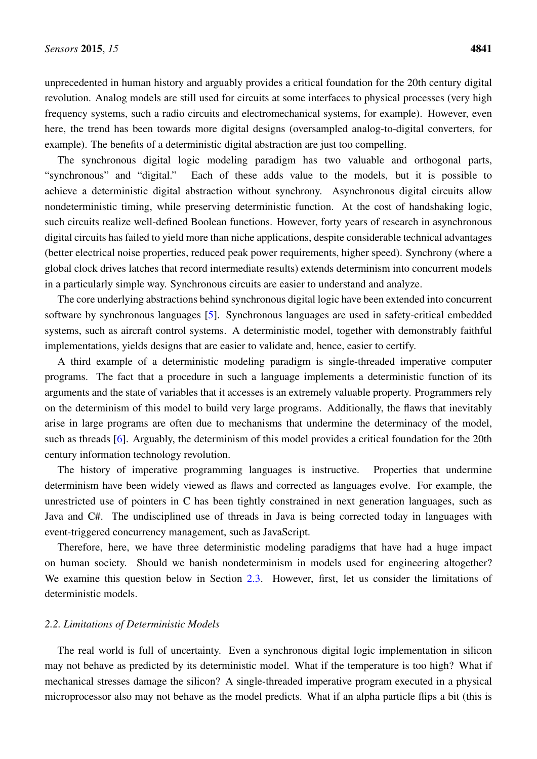unprecedented in human history and arguably provides a critical foundation for the 20th century digital revolution. Analog models are still used for circuits at some interfaces to physical processes (very high frequency systems, such a radio circuits and electromechanical systems, for example). However, even here, the trend has been towards more digital designs (oversampled analog-to-digital converters, for example). The benefits of a deterministic digital abstraction are just too compelling.

The synchronous digital logic modeling paradigm has two valuable and orthogonal parts, "synchronous" and "digital." Each of these adds value to the models, but it is possible to achieve a deterministic digital abstraction without synchrony. Asynchronous digital circuits allow nondeterministic timing, while preserving deterministic function. At the cost of handshaking logic, such circuits realize well-defined Boolean functions. However, forty years of research in asynchronous digital circuits has failed to yield more than niche applications, despite considerable technical advantages (better electrical noise properties, reduced peak power requirements, higher speed). Synchrony (where a global clock drives latches that record intermediate results) extends determinism into concurrent models in a particularly simple way. Synchronous circuits are easier to understand and analyze.

The core underlying abstractions behind synchronous digital logic have been extended into concurrent software by synchronous languages [5]. Synchronous languages are used in safety-critical embedded systems, such as aircraft control systems. A deterministic model, together with demonstrably faithful implementations, yields designs that are easier to validate and, hence, easier to certify.

A third example of a deterministic modeling paradigm is single-threaded imperative computer programs. The fact that a procedure in such a language implements a deterministic function of its arguments and the state of variables that it accesses is an extremely valuable property. Programmers rely on the determinism of this model to build very large programs. Additionally, the flaws that inevitably arise in large programs are often due to mechanisms that undermine the determinacy of the model, such as threads [6]. Arguably, the determinism of this model provides a critical foundation for the 20th century information technology revolution.

The history of imperative programming languages is instructive. Properties that undermine determinism have been widely viewed as flaws and corrected as languages evolve. For example, the unrestricted use of pointers in C has been tightly constrained in next generation languages, such as Java and C#. The undisciplined use of threads in Java is being corrected today in languages with event-triggered concurrency management, such as JavaScript.

Therefore, here, we have three deterministic modeling paradigms that have had a huge impact on human society. Should we banish nondeterminism in models used for engineering altogether? We examine this question below in Section 2.3. However, first, let us consider the limitations of deterministic models.

### *2.2. Limitations of Deterministic Models*

The real world is full of uncertainty. Even a synchronous digital logic implementation in silicon may not behave as predicted by its deterministic model. What if the temperature is too high? What if mechanical stresses damage the silicon? A single-threaded imperative program executed in a physical microprocessor also may not behave as the model predicts. What if an alpha particle flips a bit (this is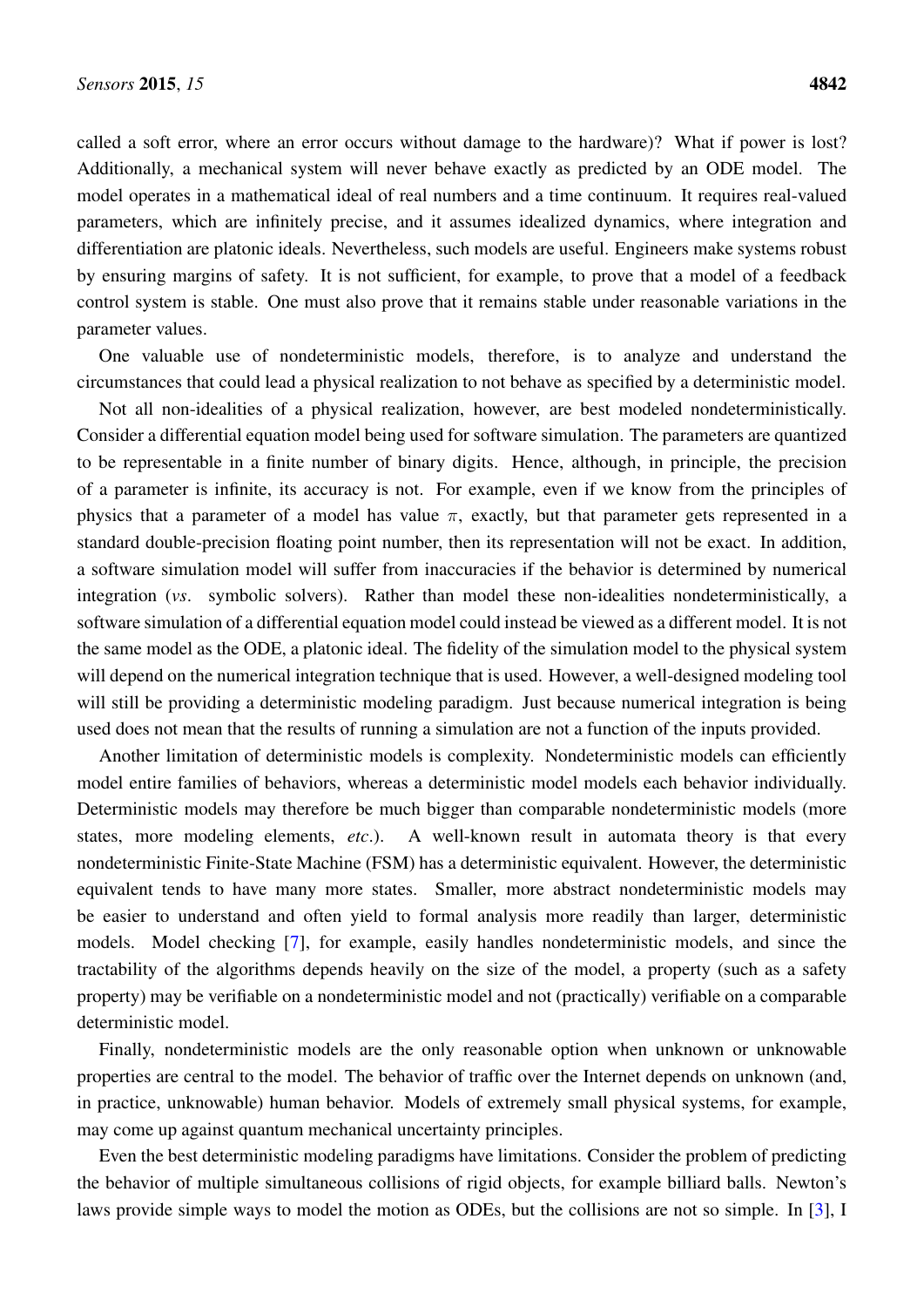called a soft error, where an error occurs without damage to the hardware)? What if power is lost? Additionally, a mechanical system will never behave exactly as predicted by an ODE model. The model operates in a mathematical ideal of real numbers and a time continuum. It requires real-valued parameters, which are infinitely precise, and it assumes idealized dynamics, where integration and differentiation are platonic ideals. Nevertheless, such models are useful. Engineers make systems robust by ensuring margins of safety. It is not sufficient, for example, to prove that a model of a feedback control system is stable. One must also prove that it remains stable under reasonable variations in the parameter values.

One valuable use of nondeterministic models, therefore, is to analyze and understand the circumstances that could lead a physical realization to not behave as specified by a deterministic model.

Not all non-idealities of a physical realization, however, are best modeled nondeterministically. Consider a differential equation model being used for software simulation. The parameters are quantized to be representable in a finite number of binary digits. Hence, although, in principle, the precision of a parameter is infinite, its accuracy is not. For example, even if we know from the principles of physics that a parameter of a model has value $\pi$, exactly, but that parameter gets represented in a standard double-precision floating point number, then its representation will not be exact. In addition, a software simulation model will suffer from inaccuracies if the behavior is determined by numerical integration (*vs*. symbolic solvers). Rather than model these non-idealities nondeterministically, a software simulation of a differential equation model could instead be viewed as a different model. It is not the same model as the ODE, a platonic ideal. The fidelity of the simulation model to the physical system will depend on the numerical integration technique that is used. However, a well-designed modeling tool will still be providing a deterministic modeling paradigm. Just because numerical integration is being used does not mean that the results of running a simulation are not a function of the inputs provided.

Another limitation of deterministic models is complexity. Nondeterministic models can efficiently model entire families of behaviors, whereas a deterministic model models each behavior individually. Deterministic models may therefore be much bigger than comparable nondeterministic models (more states, more modeling elements, *etc*.). A well-known result in automata theory is that every nondeterministic Finite-State Machine (FSM) has a deterministic equivalent. However, the deterministic equivalent tends to have many more states. Smaller, more abstract nondeterministic models may be easier to understand and often yield to formal analysis more readily than larger, deterministic models. Model checking [7], for example, easily handles nondeterministic models, and since the tractability of the algorithms depends heavily on the size of the model, a property (such as a safety property) may be verifiable on a nondeterministic model and not (practically) verifiable on a comparable deterministic model.

Finally, nondeterministic models are the only reasonable option when unknown or unknowable properties are central to the model. The behavior of traffic over the Internet depends on unknown (and, in practice, unknowable) human behavior. Models of extremely small physical systems, for example, may come up against quantum mechanical uncertainty principles.

Even the best deterministic modeling paradigms have limitations. Consider the problem of predicting the behavior of multiple simultaneous collisions of rigid objects, for example billiard balls. Newton's laws provide simple ways to model the motion as ODEs, but the collisions are not so simple. In [3], I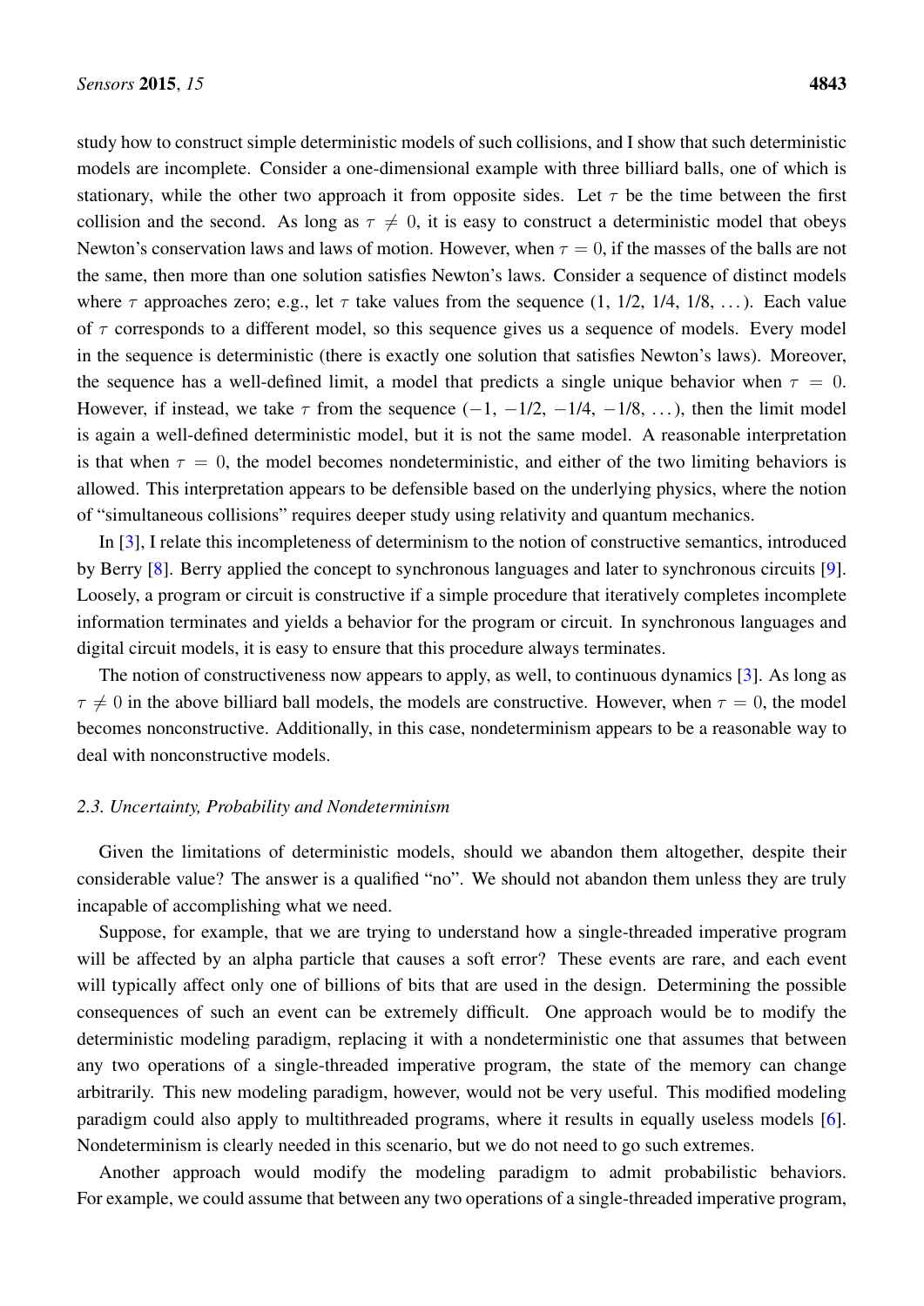study how to construct simple deterministic models of such collisions, and I show that such deterministic models are incomplete. Consider a one-dimensional example with three billiard balls, one of which is stationary, while the other two approach it from opposite sides. Let $\tau$ be the time between the first collision and the second. As long as $\tau \neq 0$, it is easy to construct a deterministic model that obeys Newton's conservation laws and laws of motion. However, when $\tau = 0$, if the masses of the balls are not the same, then more than one solution satisfies Newton's laws. Consider a sequence of distinct models where $\tau$ approaches zero; e.g., let $\tau$ take values from the sequence (1, 1/2, 1/4, 1/8, ...). Each value of $\tau$ corresponds to a different model, so this sequence gives us a sequence of models. Every model in the sequence is deterministic (there is exactly one solution that satisfies Newton's laws). Moreover, the sequence has a well-defined limit, a model that predicts a single unique behavior when $\tau = 0$. However, if instead, we take $\tau$ from the sequence ($-1$, $-1/2$, $-1/4$, $-1/8$, ...), then the limit model is again a well-defined deterministic model, but it is not the same model. A reasonable interpretation is that when $\tau = 0$, the model becomes nondeterministic, and either of the two limiting behaviors is allowed. This interpretation appears to be defensible based on the underlying physics, where the notion of "simultaneous collisions" requires deeper study using relativity and quantum mechanics.

In [3], I relate this incompleteness of determinism to the notion of constructive semantics, introduced by Berry [8]. Berry applied the concept to synchronous languages and later to synchronous circuits [9]. Loosely, a program or circuit is constructive if a simple procedure that iteratively completes incomplete information terminates and yields a behavior for the program or circuit. In synchronous languages and digital circuit models, it is easy to ensure that this procedure always terminates.

The notion of constructiveness now appears to apply, as well, to continuous dynamics [3]. As long as $\tau \neq 0$ in the above billiard ball models, the models are constructive. However, when $\tau = 0$, the model becomes nonconstructive. Additionally, in this case, nondeterminism appears to be a reasonable way to deal with nonconstructive models.

### 2.3. Uncertainty, Probability and Nondeterminism

Given the limitations of deterministic models, should we abandon them altogether, despite their considerable value? The answer is a qualified "no". We should not abandon them unless they are truly incapable of accomplishing what we need.

Suppose, for example, that we are trying to understand how a single-threaded imperative program will be affected by an alpha particle that causes a soft error? These events are rare, and each event will typically affect only one of billions of bits that are used in the design. Determining the possible consequences of such an event can be extremely difficult. One approach would be to modify the deterministic modeling paradigm, replacing it with a nondeterministic one that assumes that between any two operations of a single-threaded imperative program, the state of the memory can change arbitrarily. This new modeling paradigm, however, would not be very useful. This modified modeling paradigm could also apply to multithreaded programs, where it results in equally useless models [6]. Nondeterminism is clearly needed in this scenario, but we do not need to go such extremes.

Another approach would modify the modeling paradigm to admit probabilistic behaviors. For example, we could assume that between any two operations of a single-threaded imperative program,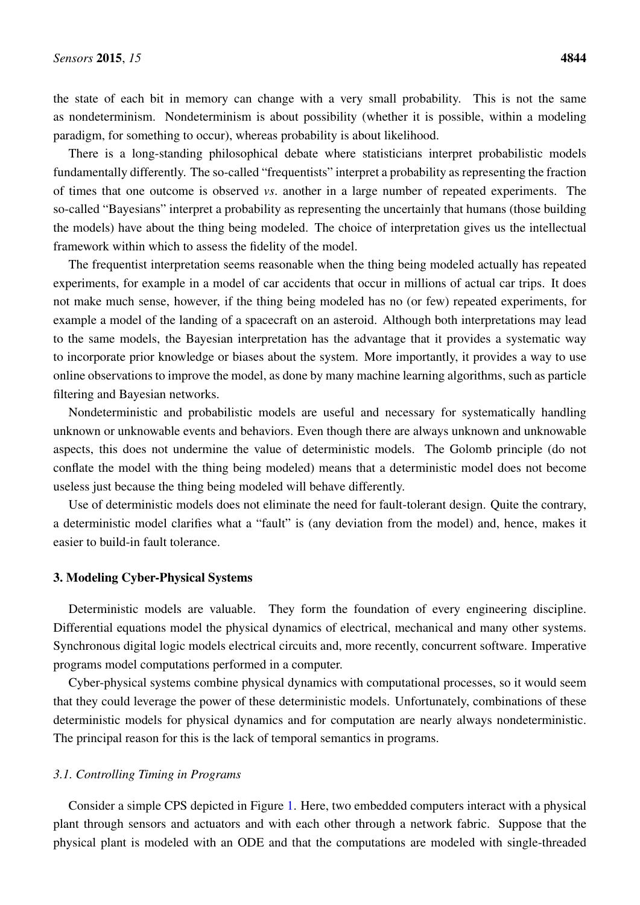the state of each bit in memory can change with a very small probability. This is not the same as nondeterminism. Nondeterminism is about possibility (whether it is possible, within a modeling paradigm, for something to occur), whereas probability is about likelihood.

There is a long-standing philosophical debate where statisticians interpret probabilistic models fundamentally differently. The so-called "frequentists" interpret a probability as representing the fraction of times that one outcome is observed *vs*. another in a large number of repeated experiments. The so-called "Bayesians" interpret a probability as representing the uncertainly that humans (those building the models) have about the thing being modeled. The choice of interpretation gives us the intellectual framework within which to assess the fidelity of the model.

The frequentist interpretation seems reasonable when the thing being modeled actually has repeated experiments, for example in a model of car accidents that occur in millions of actual car trips. It does not make much sense, however, if the thing being modeled has no (or few) repeated experiments, for example a model of the landing of a spacecraft on an asteroid. Although both interpretations may lead to the same models, the Bayesian interpretation has the advantage that it provides a systematic way to incorporate prior knowledge or biases about the system. More importantly, it provides a way to use online observations to improve the model, as done by many machine learning algorithms, such as particle filtering and Bayesian networks.

Nondeterministic and probabilistic models are useful and necessary for systematically handling unknown or unknowable events and behaviors. Even though there are always unknown and unknowable aspects, this does not undermine the value of deterministic models. The Golomb principle (do not conflate the model with the thing being modeled) means that a deterministic model does not become useless just because the thing being modeled will behave differently.

Use of deterministic models does not eliminate the need for fault-tolerant design. Quite the contrary, a deterministic model clarifies what a "fault" is (any deviation from the model) and, hence, makes it easier to build-in fault tolerance.

## 3. Modeling Cyber-Physical Systems

Deterministic models are valuable. They form the foundation of every engineering discipline. Differential equations model the physical dynamics of electrical, mechanical and many other systems. Synchronous digital logic models electrical circuits and, more recently, concurrent software. Imperative programs model computations performed in a computer.

Cyber-physical systems combine physical dynamics with computational processes, so it would seem that they could leverage the power of these deterministic models. Unfortunately, combinations of these deterministic models for physical dynamics and for computation are nearly always nondeterministic. The principal reason for this is the lack of temporal semantics in programs.

### *3.1. Controlling Timing in Programs*

Consider a simple CPS depicted in Figure 1. Here, two embedded computers interact with a physical plant through sensors and actuators and with each other through a network fabric. Suppose that the physical plant is modeled with an ODE and that the computations are modeled with single-threaded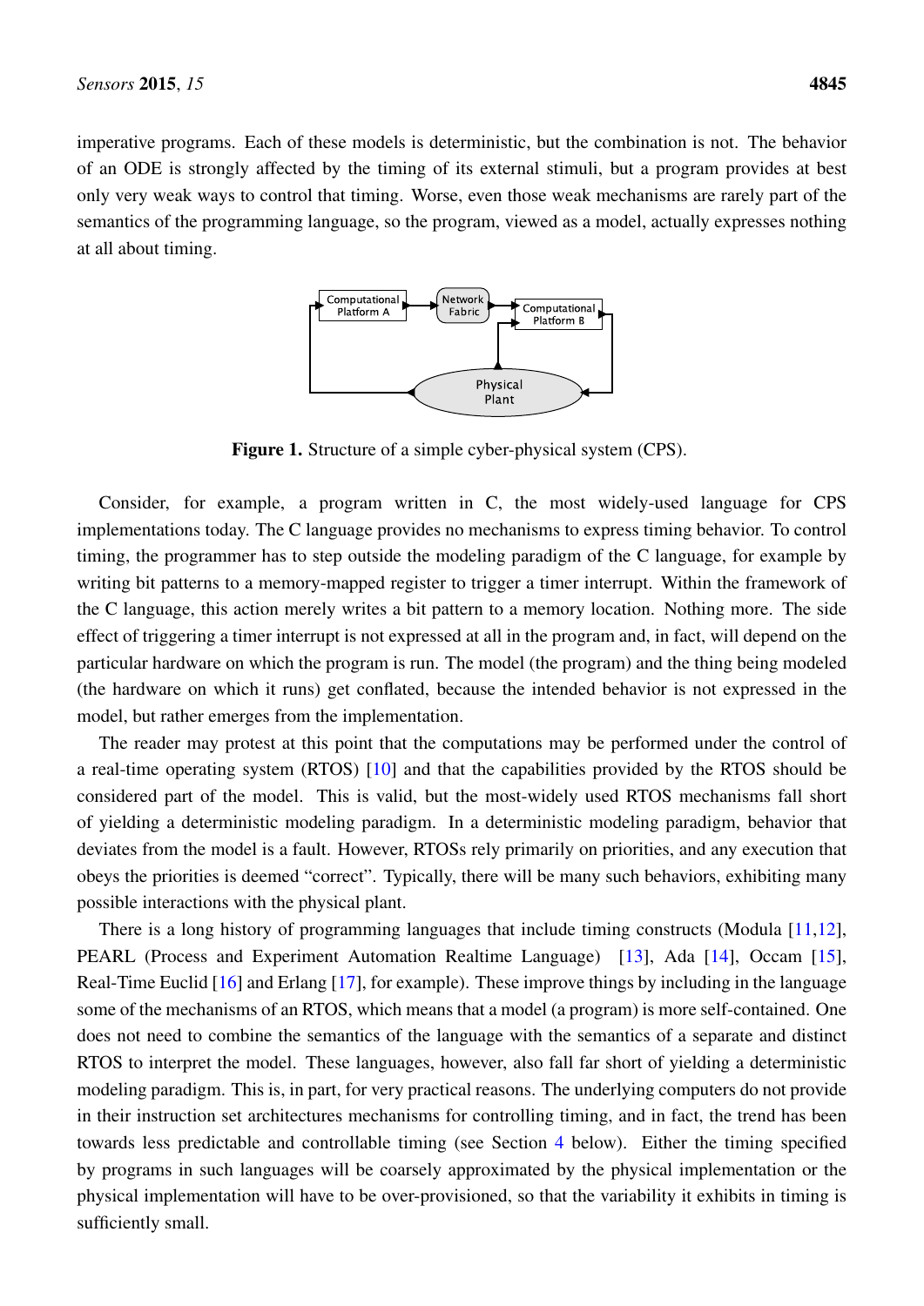imperative programs. Each of these models is deterministic, but the combination is not. The behavior of an ODE is strongly affected by the timing of its external stimuli, but a program provides at best only very weak ways to control that timing. Worse, even those weak mechanisms are rarely part of the semantics of the programming language, so the program, viewed as a model, actually expresses nothing at all about timing.

**Figure 1.** Structure of a simple cyber-physical system (CPS).

Consider, for example, a program written in C, the most widely-used language for CPS implementations today. The C language provides no mechanisms to express timing behavior. To control timing, the programmer has to step outside the modeling paradigm of the C language, for example by writing bit patterns to a memory-mapped register to trigger a timer interrupt. Within the framework of the C language, this action merely writes a bit pattern to a memory location. Nothing more. The side effect of triggering a timer interrupt is not expressed at all in the program and, in fact, will depend on the particular hardware on which the program is run. The model (the program) and the thing being modeled (the hardware on which it runs) get conflated, because the intended behavior is not expressed in the model, but rather emerges from the implementation.

The reader may protest at this point that the computations may be performed under the control of a real-time operating system (RTOS) [10] and that the capabilities provided by the RTOS should be considered part of the model. This is valid, but the most-widely used RTOS mechanisms fall short of yielding a deterministic modeling paradigm. In a deterministic modeling paradigm, behavior that deviates from the model is a fault. However, RTOSs rely primarily on priorities, and any execution that obeys the priorities is deemed "correct". Typically, there will be many such behaviors, exhibiting many possible interactions with the physical plant.

There is a long history of programming languages that include timing constructs (Modula [11,12], PEARL (Process and Experiment Automation Realtime Language) [13], Ada [14], Occam [15], Real-Time Euclid [16] and Erlang [17], for example). These improve things by including in the language some of the mechanisms of an RTOS, which means that a model (a program) is more self-contained. One does not need to combine the semantics of the language with the semantics of a separate and distinct RTOS to interpret the model. These languages, however, also fall far short of yielding a deterministic modeling paradigm. This is, in part, for very practical reasons. The underlying computers do not provide in their instruction set architectures mechanisms for controlling timing, and in fact, the trend has been towards less predictable and controllable timing (see Section 4 below). Either the timing specified by programs in such languages will be coarsely approximated by the physical implementation or the physical implementation will have to be over-provisioned, so that the variability it exhibits in timing is sufficiently small.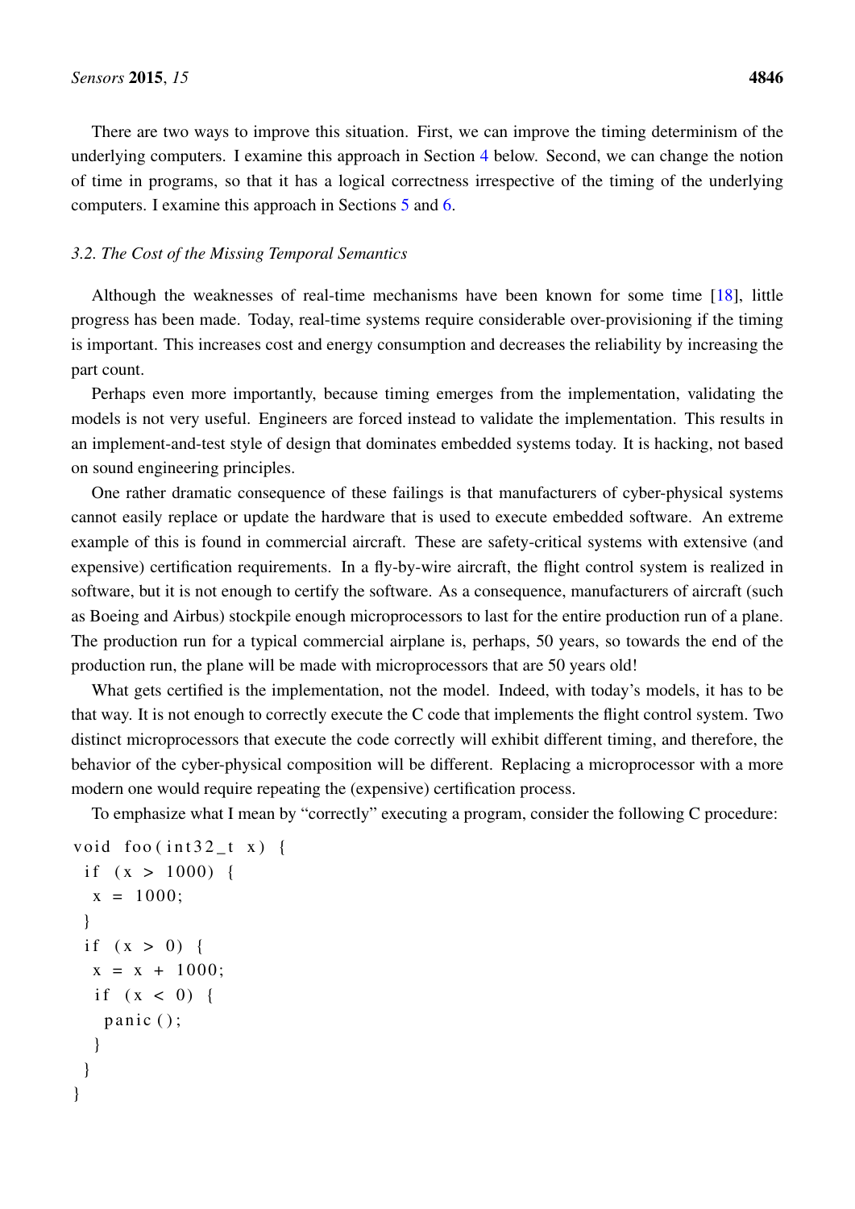There are two ways to improve this situation. First, we can improve the timing determinism of the underlying computers. I examine this approach in Section 4 below. Second, we can change the notion of time in programs, so that it has a logical correctness irrespective of the timing of the underlying computers. I examine this approach in Sections 5 and 6.

### *3.2. The Cost of the Missing Temporal Semantics*

Although the weaknesses of real-time mechanisms have been known for some time [18], little progress has been made. Today, real-time systems require considerable over-provisioning if the timing is important. This increases cost and energy consumption and decreases the reliability by increasing the part count.

Perhaps even more importantly, because timing emerges from the implementation, validating the models is not very useful. Engineers are forced instead to validate the implementation. This results in an implement-and-test style of design that dominates embedded systems today. It is hacking, not based on sound engineering principles.

One rather dramatic consequence of these failings is that manufacturers of cyber-physical systems cannot easily replace or update the hardware that is used to execute embedded software. An extreme example of this is found in commercial aircraft. These are safety-critical systems with extensive (and expensive) certification requirements. In a fly-by-wire aircraft, the flight control system is realized in software, but it is not enough to certify the software. As a consequence, manufacturers of aircraft (such as Boeing and Airbus) stockpile enough microprocessors to last for the entire production run of a plane. The production run for a typical commercial airplane is, perhaps, 50 years, so towards the end of the production run, the plane will be made with microprocessors that are 50 years old!

What gets certified is the implementation, not the model. Indeed, with today's models, it has to be that way. It is not enough to correctly execute the C code that implements the flight control system. Two distinct microprocessors that execute the code correctly will exhibit different timing, and therefore, the behavior of the cyber-physical composition will be different. Replacing a microprocessor with a more modern one would require repeating the (expensive) certification process.

To emphasize what I mean by "correctly" executing a program, consider the following C procedure:

```
void foo(int32_t x) {
  if (x > 1000) {
    x = 1000;
  }
  if (x > 0) {
    x = x + 1000;
    if (x < 0) {
      panic();
    }
  }
}
```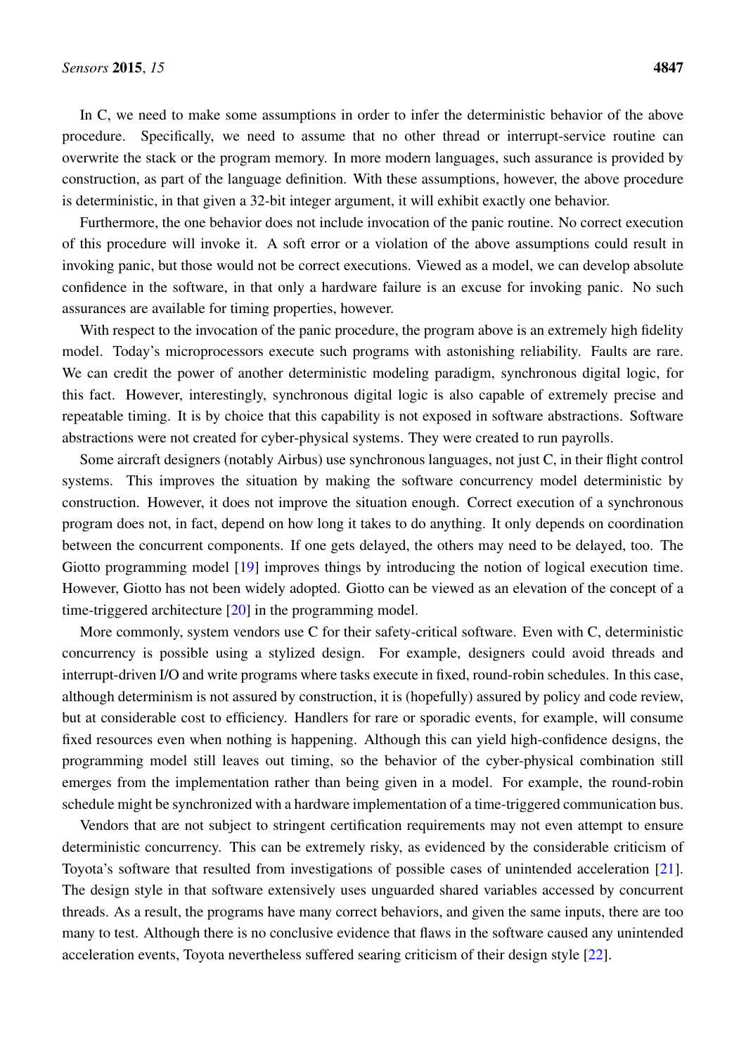In C, we need to make some assumptions in order to infer the deterministic behavior of the above procedure. Specifically, we need to assume that no other thread or interrupt-service routine can overwrite the stack or the program memory. In more modern languages, such assurance is provided by construction, as part of the language definition. With these assumptions, however, the above procedure is deterministic, in that given a 32-bit integer argument, it will exhibit exactly one behavior.

Furthermore, the one behavior does not include invocation of the panic routine. No correct execution of this procedure will invoke it. A soft error or a violation of the above assumptions could result in invoking panic, but those would not be correct executions. Viewed as a model, we can develop absolute confidence in the software, in that only a hardware failure is an excuse for invoking panic. No such assurances are available for timing properties, however.

With respect to the invocation of the panic procedure, the program above is an extremely high fidelity model. Today's microprocessors execute such programs with astonishing reliability. Faults are rare. We can credit the power of another deterministic modeling paradigm, synchronous digital logic, for this fact. However, interestingly, synchronous digital logic is also capable of extremely precise and repeatable timing. It is by choice that this capability is not exposed in software abstractions. Software abstractions were not created for cyber-physical systems. They were created to run payrolls.

Some aircraft designers (notably Airbus) use synchronous languages, not just C, in their flight control systems. This improves the situation by making the software concurrency model deterministic by construction. However, it does not improve the situation enough. Correct execution of a synchronous program does not, in fact, depend on how long it takes to do anything. It only depends on coordination between the concurrent components. If one gets delayed, the others may need to be delayed, too. The Giotto programming model [19] improves things by introducing the notion of logical execution time. However, Giotto has not been widely adopted. Giotto can be viewed as an elevation of the concept of a time-triggered architecture [20] in the programming model.

More commonly, system vendors use C for their safety-critical software. Even with C, deterministic concurrency is possible using a stylized design. For example, designers could avoid threads and interrupt-driven I/O and write programs where tasks execute in fixed, round-robin schedules. In this case, although determinism is not assured by construction, it is (hopefully) assured by policy and code review, but at considerable cost to efficiency. Handlers for rare or sporadic events, for example, will consume fixed resources even when nothing is happening. Although this can yield high-confidence designs, the programming model still leaves out timing, so the behavior of the cyber-physical combination still emerges from the implementation rather than being given in a model. For example, the round-robin schedule might be synchronized with a hardware implementation of a time-triggered communication bus.

Vendors that are not subject to stringent certification requirements may not even attempt to ensure deterministic concurrency. This can be extremely risky, as evidenced by the considerable criticism of Toyota's software that resulted from investigations of possible cases of unintended acceleration [21]. The design style in that software extensively uses unguarded shared variables accessed by concurrent threads. As a result, the programs have many correct behaviors, and given the same inputs, there are too many to test. Although there is no conclusive evidence that flaws in the software caused any unintended acceleration events, Toyota nevertheless suffered searing criticism of their design style [22].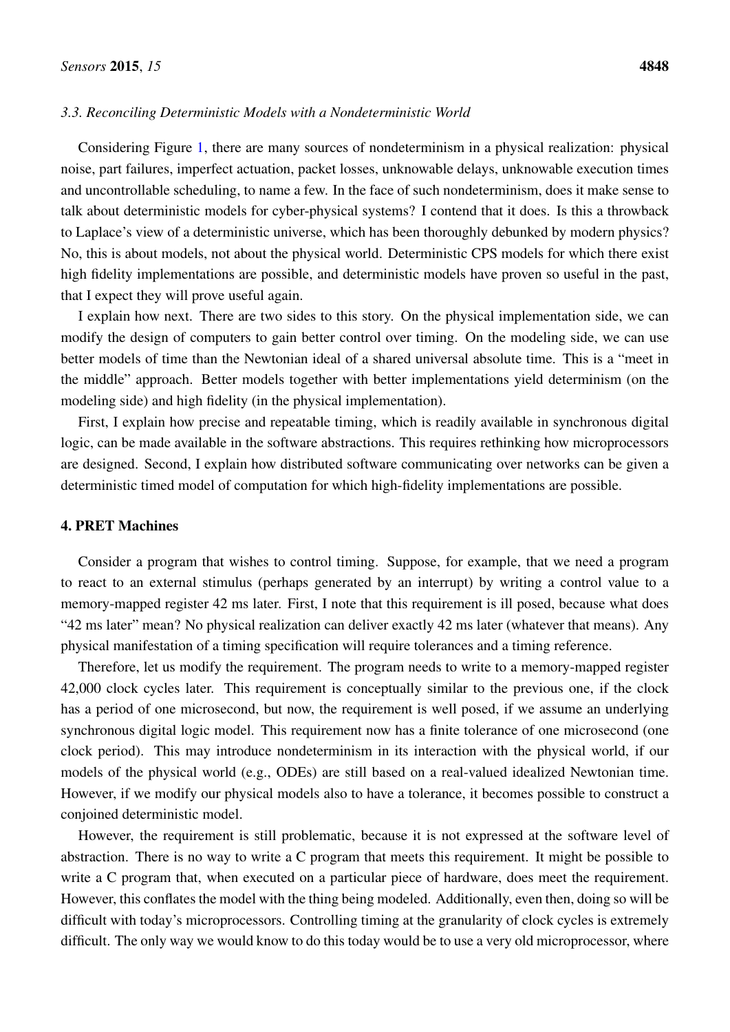### 3.3. Reconciling Deterministic Models with a Nondeterministic World

Considering Figure 1, there are many sources of nondeterminism in a physical realization: physical noise, part failures, imperfect actuation, packet losses, unknowable delays, unknowable execution times and uncontrollable scheduling, to name a few. In the face of such nondeterminism, does it make sense to talk about deterministic models for cyber-physical systems? I contend that it does. Is this a throwback to Laplace's view of a deterministic universe, which has been thoroughly debunked by modern physics? No, this is about models, not about the physical world. Deterministic CPS models for which there exist high fidelity implementations are possible, and deterministic models have proven so useful in the past, that I expect they will prove useful again.

I explain how next. There are two sides to this story. On the physical implementation side, we can modify the design of computers to gain better control over timing. On the modeling side, we can use better models of time than the Newtonian ideal of a shared universal absolute time. This is a "meet in the middle" approach. Better models together with better implementations yield determinism (on the modeling side) and high fidelity (in the physical implementation).

First, I explain how precise and repeatable timing, which is readily available in synchronous digital logic, can be made available in the software abstractions. This requires rethinking how microprocessors are designed. Second, I explain how distributed software communicating over networks can be given a deterministic timed model of computation for which high-fidelity implementations are possible.

## 4. PRET Machines

Consider a program that wishes to control timing. Suppose, for example, that we need a program to react to an external stimulus (perhaps generated by an interrupt) by writing a control value to a memory-mapped register 42 ms later. First, I note that this requirement is ill posed, because what does "42 ms later" mean? No physical realization can deliver exactly 42 ms later (whatever that means). Any physical manifestation of a timing specification will require tolerances and a timing reference.

Therefore, let us modify the requirement. The program needs to write to a memory-mapped register 42,000 clock cycles later. This requirement is conceptually similar to the previous one, if the clock has a period of one microsecond, but now, the requirement is well posed, if we assume an underlying synchronous digital logic model. This requirement now has a finite tolerance of one microsecond (one clock period). This may introduce nondeterminism in its interaction with the physical world, if our models of the physical world (e.g., ODEs) are still based on a real-valued idealized Newtonian time. However, if we modify our physical models also to have a tolerance, it becomes possible to construct a conjoined deterministic model.

However, the requirement is still problematic, because it is not expressed at the software level of abstraction. There is no way to write a C program that meets this requirement. It might be possible to write a C program that, when executed on a particular piece of hardware, does meet the requirement. However, this conflates the model with the thing being modeled. Additionally, even then, doing so will be difficult with today's microprocessors. Controlling timing at the granularity of clock cycles is extremely difficult. The only way we would know to do this today would be to use a very old microprocessor, where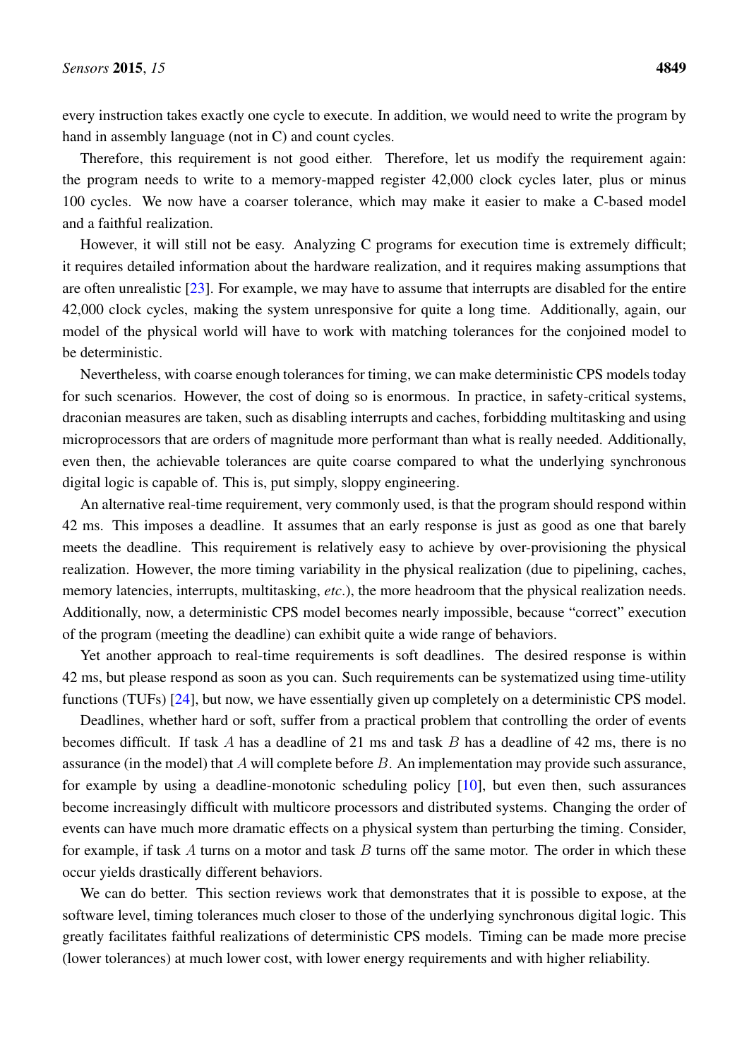every instruction takes exactly one cycle to execute. In addition, we would need to write the program by hand in assembly language (not in C) and count cycles.

Therefore, this requirement is not good either. Therefore, let us modify the requirement again: the program needs to write to a memory-mapped register 42,000 clock cycles later, plus or minus 100 cycles. We now have a coarser tolerance, which may make it easier to make a C-based model and a faithful realization.

However, it will still not be easy. Analyzing C programs for execution time is extremely difficult; it requires detailed information about the hardware realization, and it requires making assumptions that are often unrealistic [23]. For example, we may have to assume that interrupts are disabled for the entire 42,000 clock cycles, making the system unresponsive for quite a long time. Additionally, again, our model of the physical world will have to work with matching tolerances for the conjoined model to be deterministic.

Nevertheless, with coarse enough tolerances for timing, we can make deterministic CPS models today for such scenarios. However, the cost of doing so is enormous. In practice, in safety-critical systems, draconian measures are taken, such as disabling interrupts and caches, forbidding multitasking and using microprocessors that are orders of magnitude more performant than what is really needed. Additionally, even then, the achievable tolerances are quite coarse compared to what the underlying synchronous digital logic is capable of. This is, put simply, sloppy engineering.

An alternative real-time requirement, very commonly used, is that the program should respond within 42 ms. This imposes a deadline. It assumes that an early response is just as good as one that barely meets the deadline. This requirement is relatively easy to achieve by over-provisioning the physical realization. However, the more timing variability in the physical realization (due to pipelining, caches, memory latencies, interrupts, multitasking, *etc.*), the more headroom that the physical realization needs. Additionally, now, a deterministic CPS model becomes nearly impossible, because "correct" execution of the program (meeting the deadline) can exhibit quite a wide range of behaviors.

Yet another approach to real-time requirements is soft deadlines. The desired response is within 42 ms, but please respond as soon as you can. Such requirements can be systematized using time-utility functions (TUFs) [24], but now, we have essentially given up completely on a deterministic CPS model.

Deadlines, whether hard or soft, suffer from a practical problem that controlling the order of events becomes difficult. If task $A$ has a deadline of 21 ms and task $B$ has a deadline of 42 ms, there is no assurance (in the model) that $A$ will complete before $B$. An implementation may provide such assurance, for example by using a deadline-monotonic scheduling policy [10], but even then, such assurances become increasingly difficult with multicore processors and distributed systems. Changing the order of events can have much more dramatic effects on a physical system than perturbing the timing. Consider, for example, if task $A$ turns on a motor and task $B$ turns off the same motor. The order in which these occur yields drastically different behaviors.

We can do better. This section reviews work that demonstrates that it is possible to expose, at the software level, timing tolerances much closer to those of the underlying synchronous digital logic. This greatly facilitates faithful realizations of deterministic CPS models. Timing can be made more precise (lower tolerances) at much lower cost, with lower energy requirements and with higher reliability.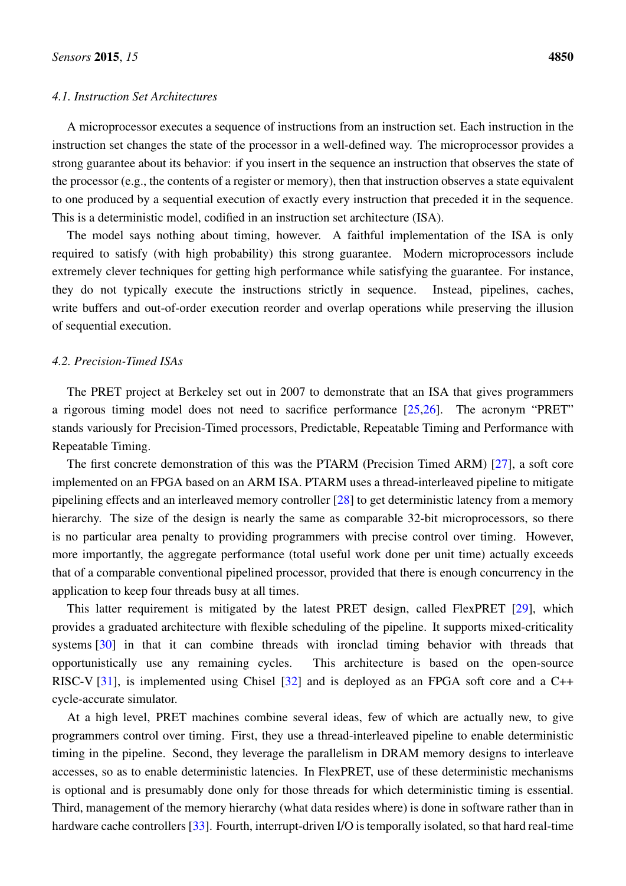### 4.1. Instruction Set Architectures

A microprocessor executes a sequence of instructions from an instruction set. Each instruction in the instruction set changes the state of the processor in a well-defined way. The microprocessor provides a strong guarantee about its behavior: if you insert in the sequence an instruction that observes the state of the processor (e.g., the contents of a register or memory), then that instruction observes a state equivalent to one produced by a sequential execution of exactly every instruction that preceded it in the sequence. This is a deterministic model, codified in an instruction set architecture (ISA).

The model says nothing about timing, however. A faithful implementation of the ISA is only required to satisfy (with high probability) this strong guarantee. Modern microprocessors include extremely clever techniques for getting high performance while satisfying the guarantee. For instance, they do not typically execute the instructions strictly in sequence. Instead, pipelines, caches, write buffers and out-of-order execution reorder and overlap operations while preserving the illusion of sequential execution.

### 4.2. Precision-Timed ISAs

The PRET project at Berkeley set out in 2007 to demonstrate that an ISA that gives programmers a rigorous timing model does not need to sacrifice performance [25,26]. The acronym "PRET" stands variously for Precision-Timed processors, Predictable, Repeatable Timing and Performance with Repeatable Timing.

The first concrete demonstration of this was the PTARM (Precision Timed ARM) [27], a soft core implemented on an FPGA based on an ARM ISA. PTARM uses a thread-interleaved pipeline to mitigate pipelining effects and an interleaved memory controller [28] to get deterministic latency from a memory hierarchy. The size of the design is nearly the same as comparable 32-bit microprocessors, so there is no particular area penalty to providing programmers with precise control over timing. However, more importantly, the aggregate performance (total useful work done per unit time) actually exceeds that of a comparable conventional pipelined processor, provided that there is enough concurrency in the application to keep four threads busy at all times.

This latter requirement is mitigated by the latest PRET design, called FlexPRET [29], which provides a graduated architecture with flexible scheduling of the pipeline. It supports mixed-criticality systems [30] in that it can combine threads with ironclad timing behavior with threads that opportunistically use any remaining cycles. This architecture is based on the open-source RISC-V [31], is implemented using Chisel [32] and is deployed as an FPGA soft core and a C++ cycle-accurate simulator.

At a high level, PRET machines combine several ideas, few of which are actually new, to give programmers control over timing. First, they use a thread-interleaved pipeline to enable deterministic timing in the pipeline. Second, they leverage the parallelism in DRAM memory designs to interleave accesses, so as to enable deterministic latencies. In FlexPRET, use of these deterministic mechanisms is optional and is presumably done only for those threads for which deterministic timing is essential. Third, management of the memory hierarchy (what data resides where) is done in software rather than in hardware cache controllers [33]. Fourth, interrupt-driven I/O is temporally isolated, so that hard real-time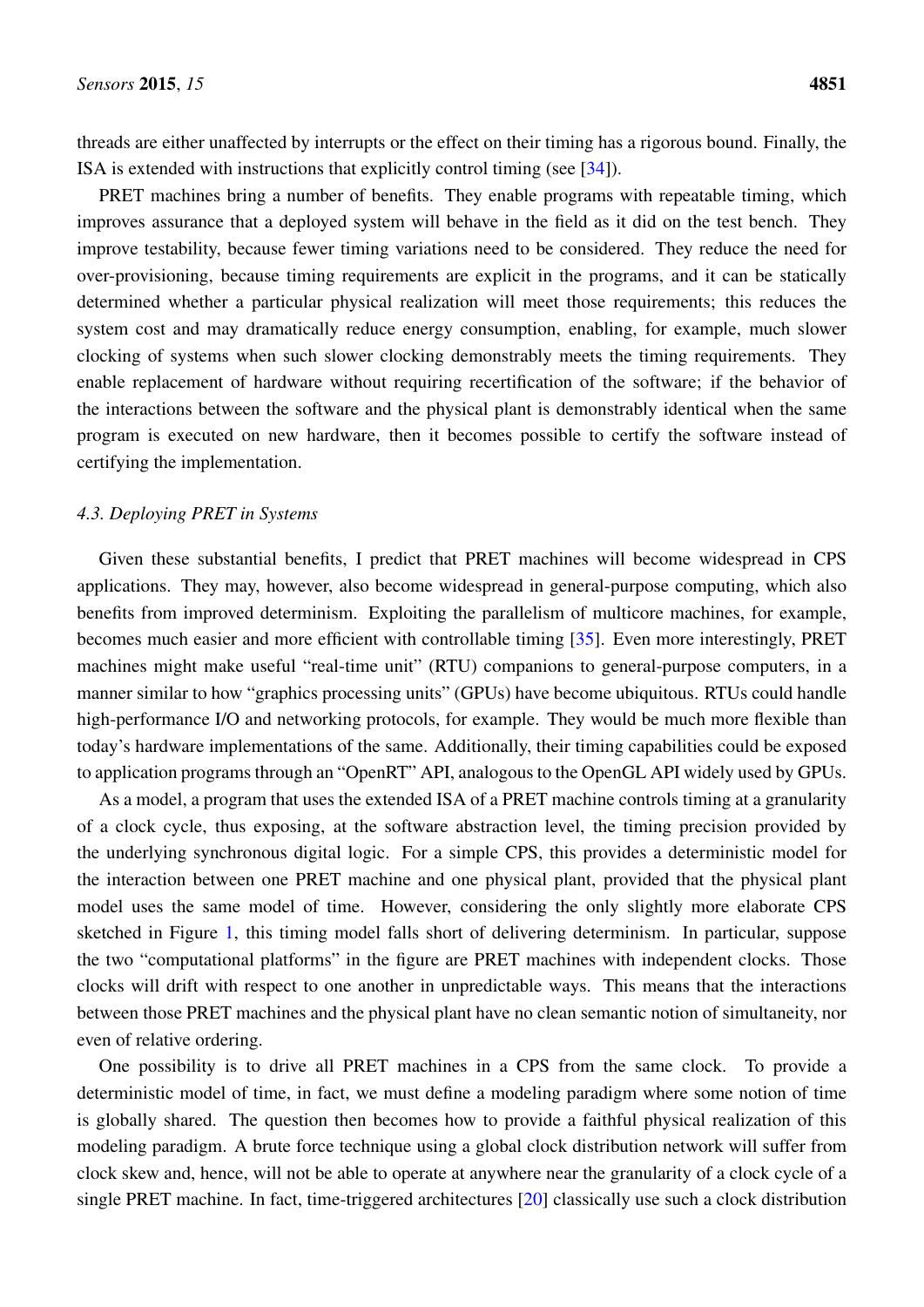threads are either unaffected by interrupts or the effect on their timing has a rigorous bound. Finally, the ISA is extended with instructions that explicitly control timing (see [34]).

PRET machines bring a number of benefits. They enable programs with repeatable timing, which improves assurance that a deployed system will behave in the field as it did on the test bench. They improve testability, because fewer timing variations need to be considered. They reduce the need for over-provisioning, because timing requirements are explicit in the programs, and it can be statically determined whether a particular physical realization will meet those requirements; this reduces the system cost and may dramatically reduce energy consumption, enabling, for example, much slower clocking of systems when such slower clocking demonstrably meets the timing requirements. They enable replacement of hardware without requiring recertification of the software; if the behavior of the interactions between the software and the physical plant is demonstrably identical when the same program is executed on new hardware, then it becomes possible to certify the software instead of certifying the implementation.

### *4.3. Deploying PRET in Systems*

Given these substantial benefits, I predict that PRET machines will become widespread in CPS applications. They may, however, also become widespread in general-purpose computing, which also benefits from improved determinism. Exploiting the parallelism of multicore machines, for example, becomes much easier and more efficient with controllable timing [35]. Even more interestingly, PRET machines might make useful "real-time unit" (RTU) companions to general-purpose computers, in a manner similar to how "graphics processing units" (GPUs) have become ubiquitous. RTUs could handle high-performance I/O and networking protocols, for example. They would be much more flexible than today's hardware implementations of the same. Additionally, their timing capabilities could be exposed to application programs through an "OpenRT" API, analogous to the OpenGL API widely used by GPUs.

As a model, a program that uses the extended ISA of a PRET machine controls timing at a granularity of a clock cycle, thus exposing, at the software abstraction level, the timing precision provided by the underlying synchronous digital logic. For a simple CPS, this provides a deterministic model for the interaction between one PRET machine and one physical plant, provided that the physical plant model uses the same model of time. However, considering the only slightly more elaborate CPS sketched in Figure 1, this timing model falls short of delivering determinism. In particular, suppose the two "computational platforms" in the figure are PRET machines with independent clocks. Those clocks will drift with respect to one another in unpredictable ways. This means that the interactions between those PRET machines and the physical plant have no clean semantic notion of simultaneity, nor even of relative ordering.

One possibility is to drive all PRET machines in a CPS from the same clock. To provide a deterministic model of time, in fact, we must define a modeling paradigm where some notion of time is globally shared. The question then becomes how to provide a faithful physical realization of this modeling paradigm. A brute force technique using a global clock distribution network will suffer from clock skew and, hence, will not be able to operate at anywhere near the granularity of a clock cycle of a single PRET machine. In fact, time-triggered architectures [20] classically use such a clock distribution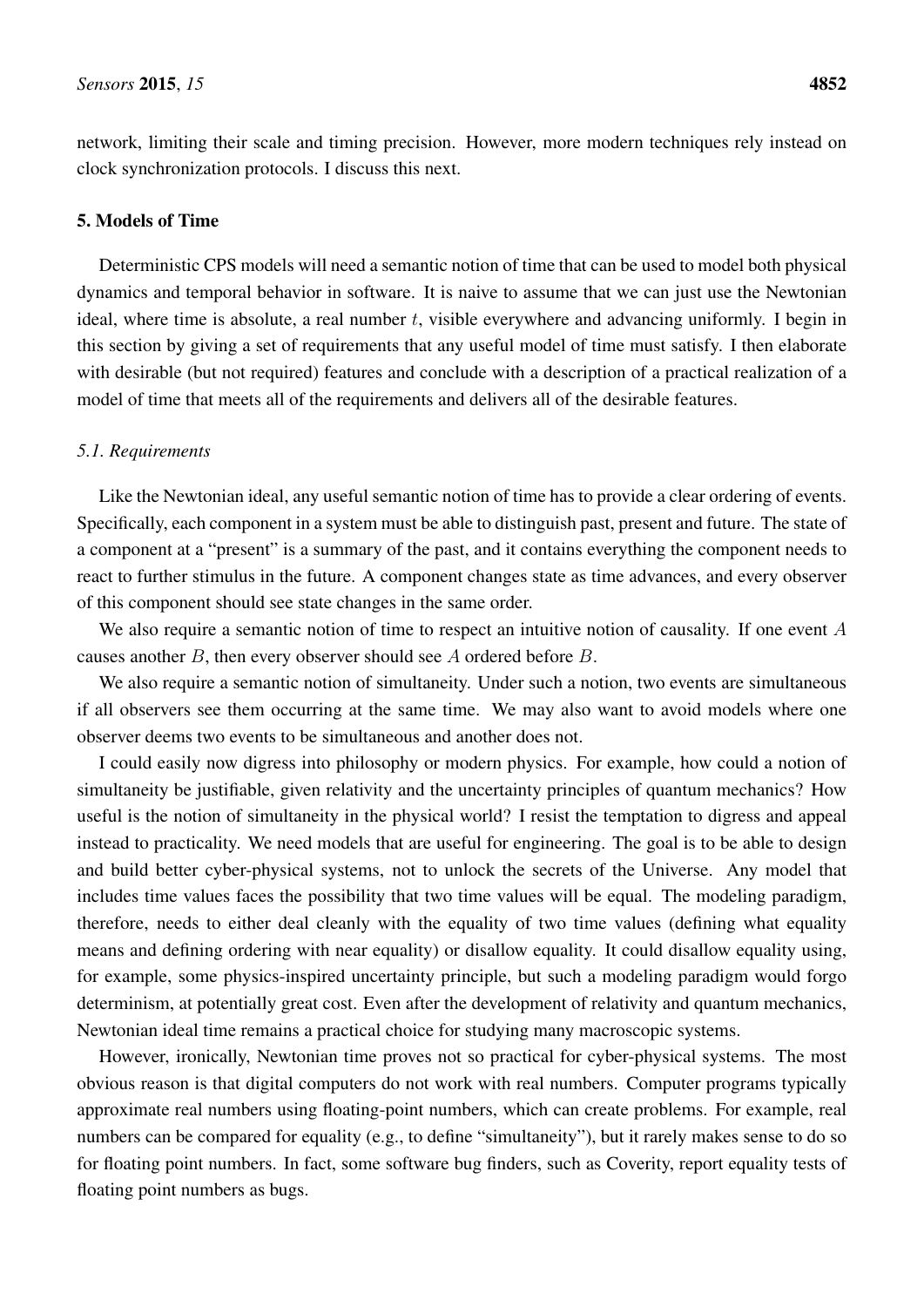network, limiting their scale and timing precision. However, more modern techniques rely instead on clock synchronization protocols. I discuss this next.

## 5. Models of Time

Deterministic CPS models will need a semantic notion of time that can be used to model both physical dynamics and temporal behavior in software. It is naive to assume that we can just use the Newtonian ideal, where time is absolute, a real number $t$, visible everywhere and advancing uniformly. I begin in this section by giving a set of requirements that any useful model of time must satisfy. I then elaborate with desirable (but not required) features and conclude with a description of a practical realization of a model of time that meets all of the requirements and delivers all of the desirable features.

### *5.1. Requirements*

Like the Newtonian ideal, any useful semantic notion of time has to provide a clear ordering of events. Specifically, each component in a system must be able to distinguish past, present and future. The state of a component at a "present" is a summary of the past, and it contains everything the component needs to react to further stimulus in the future. A component changes state as time advances, and every observer of this component should see state changes in the same order.

We also require a semantic notion of time to respect an intuitive notion of causality. If one event $A$ causes another $B$, then every observer should see $A$ ordered before $B$.

We also require a semantic notion of simultaneity. Under such a notion, two events are simultaneous if all observers see them occurring at the same time. We may also want to avoid models where one observer deems two events to be simultaneous and another does not.

I could easily now digress into philosophy or modern physics. For example, how could a notion of simultaneity be justifiable, given relativity and the uncertainty principles of quantum mechanics? How useful is the notion of simultaneity in the physical world? I resist the temptation to digress and appeal instead to practicality. We need models that are useful for engineering. The goal is to be able to design and build better cyber-physical systems, not to unlock the secrets of the Universe. Any model that includes time values faces the possibility that two time values will be equal. The modeling paradigm, therefore, needs to either deal cleanly with the equality of two time values (defining what equality means and defining ordering with near equality) or disallow equality. It could disallow equality using, for example, some physics-inspired uncertainty principle, but such a modeling paradigm would forgo determinism, at potentially great cost. Even after the development of relativity and quantum mechanics, Newtonian ideal time remains a practical choice for studying many macroscopic systems.

However, ironically, Newtonian time proves not so practical for cyber-physical systems. The most obvious reason is that digital computers do not work with real numbers. Computer programs typically approximate real numbers using floating-point numbers, which can create problems. For example, real numbers can be compared for equality (e.g., to define "simultaneity"), but it rarely makes sense to do so for floating point numbers. In fact, some software bug finders, such as Coverity, report equality tests of floating point numbers as bugs.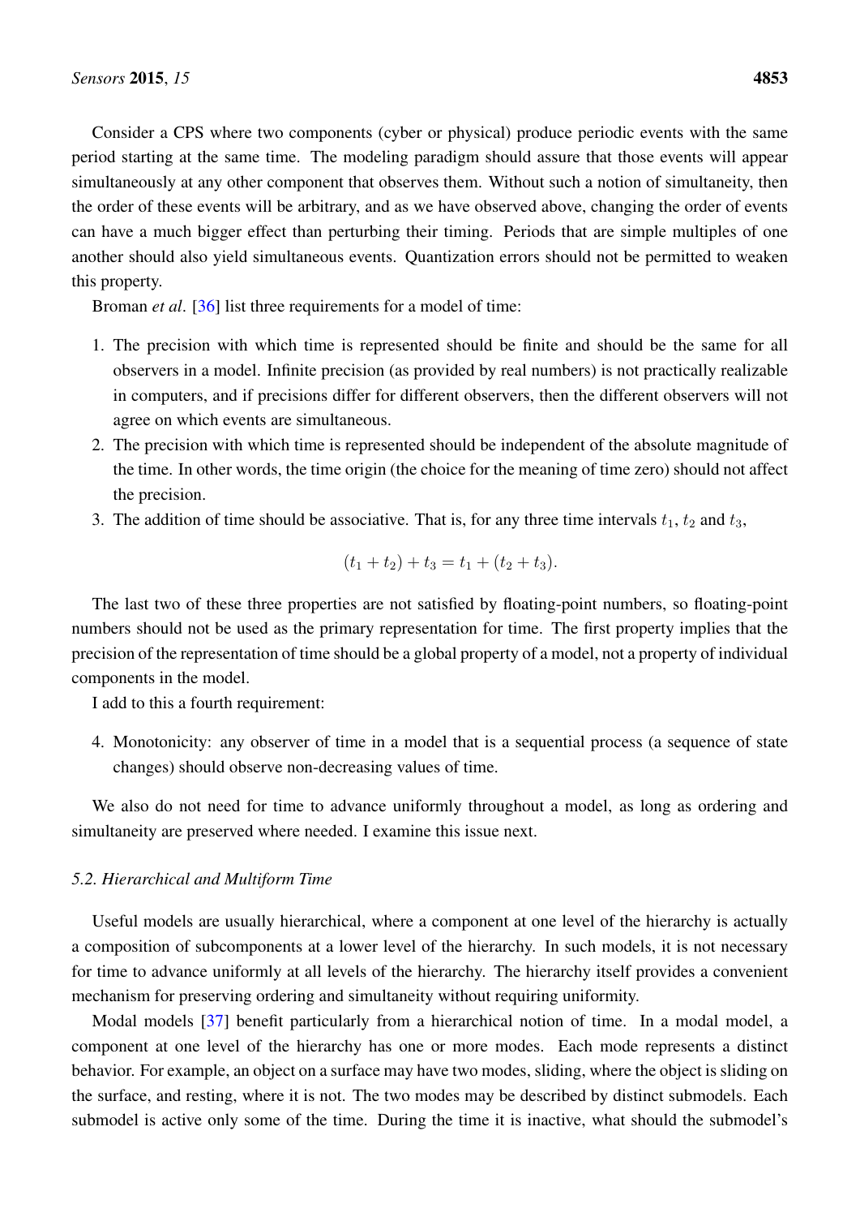Consider a CPS where two components (cyber or physical) produce periodic events with the same period starting at the same time. The modeling paradigm should assure that those events will appear simultaneously at any other component that observes them. Without such a notion of simultaneity, then the order of these events will be arbitrary, and as we have observed above, changing the order of events can have a much bigger effect than perturbing their timing. Periods that are simple multiples of one another should also yield simultaneous events. Quantization errors should not be permitted to weaken this property.

Broman *et al*. [36] list three requirements for a model of time:

1. The precision with which time is represented should be finite and should be the same for all observers in a model. Infinite precision (as provided by real numbers) is not practically realizable in computers, and if precisions differ for different observers, then the different observers will not agree on which events are simultaneous.
2. The precision with which time is represented should be independent of the absolute magnitude of the time. In other words, the time origin (the choice for the meaning of time zero) should not affect the precision.
3. The addition of time should be associative. That is, for any three time intervals $t_1$, $t_2$ and $t_3$,

$$(t_1 + t_2) + t_3 = t_1 + (t_2 + t_3).$$

The last two of these three properties are not satisfied by floating-point numbers, so floating-point numbers should not be used as the primary representation for time. The first property implies that the precision of the representation of time should be a global property of a model, not a property of individual components in the model.

I add to this a fourth requirement:

4. Monotonicity: any observer of time in a model that is a sequential process (a sequence of state changes) should observe non-decreasing values of time.

We also do not need for time to advance uniformly throughout a model, as long as ordering and simultaneity are preserved where needed. I examine this issue next.

### 5.2. Hierarchical and Multiform Time

Useful models are usually hierarchical, where a component at one level of the hierarchy is actually a composition of subcomponents at a lower level of the hierarchy. In such models, it is not necessary for time to advance uniformly at all levels of the hierarchy. The hierarchy itself provides a convenient mechanism for preserving ordering and simultaneity without requiring uniformity.

Modal models [37] benefit particularly from a hierarchical notion of time. In a modal model, a component at one level of the hierarchy has one or more modes. Each mode represents a distinct behavior. For example, an object on a surface may have two modes, sliding, where the object is sliding on the surface, and resting, where it is not. The two modes may be described by distinct submodels. Each submodel is active only some of the time. During the time it is inactive, what should the submodel's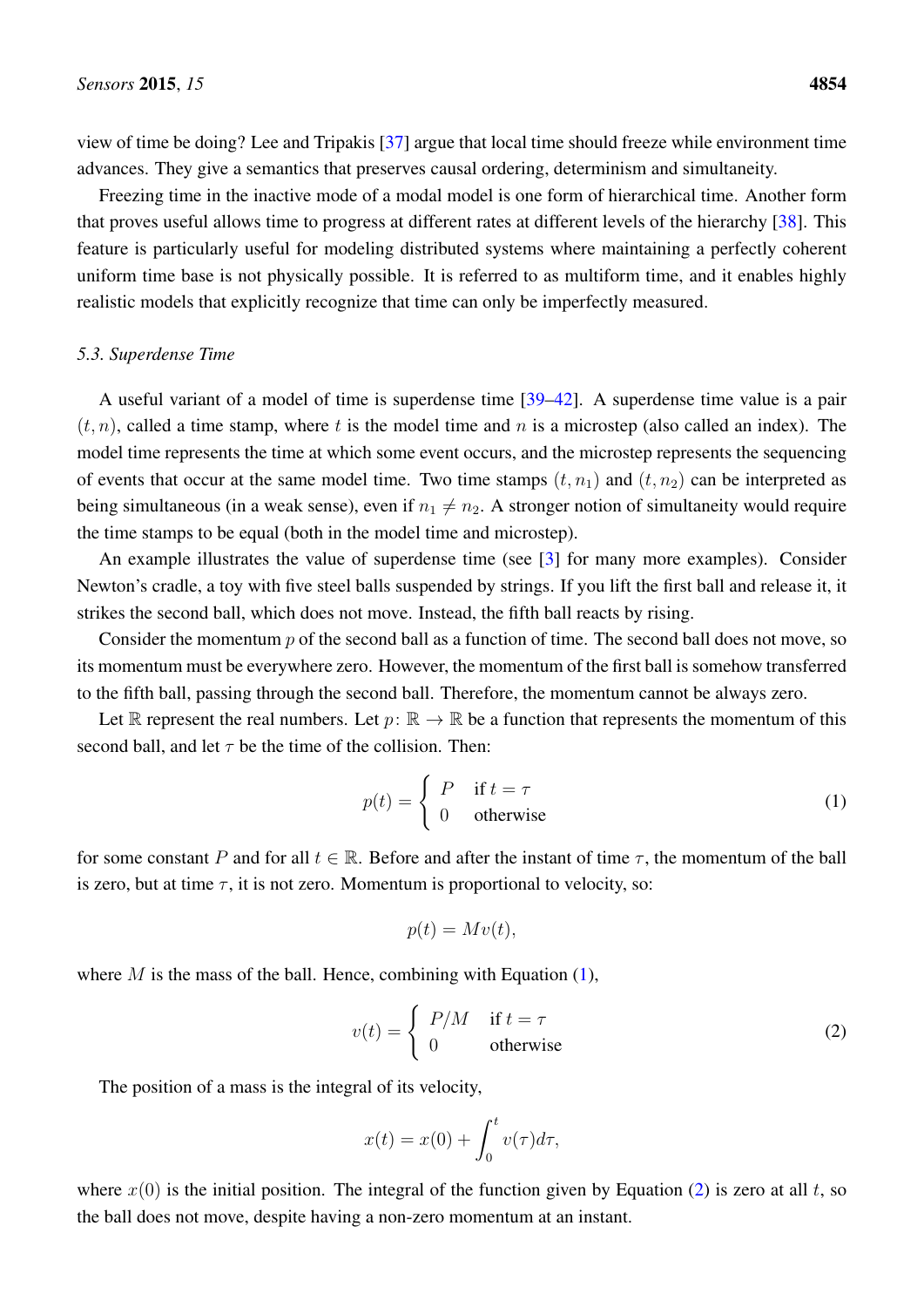view of time be doing? Lee and Tripakis [37] argue that local time should freeze while environment time advances. They give a semantics that preserves causal ordering, determinism and simultaneity.

Freezing time in the inactive mode of a modal model is one form of hierarchical time. Another form that proves useful allows time to progress at different rates at different levels of the hierarchy [38]. This feature is particularly useful for modeling distributed systems where maintaining a perfectly coherent uniform time base is not physically possible. It is referred to as multiform time, and it enables highly realistic models that explicitly recognize that time can only be imperfectly measured.

### *5.3. Superdense Time*

A useful variant of a model of time is superdense time [39–42]. A superdense time value is a pair $(t, n)$, called a time stamp, where $t$ is the model time and $n$ is a microstep (also called an index). The model time represents the time at which some event occurs, and the microstep represents the sequencing of events that occur at the same model time. Two time stamps $(t, n_1)$ and $(t, n_2)$ can be interpreted as being simultaneous (in a weak sense), even if $n_1 \neq n_2$. A stronger notion of simultaneity would require the time stamps to be equal (both in the model time and microstep).

An example illustrates the value of superdense time (see [3] for many more examples). Consider Newton's cradle, a toy with five steel balls suspended by strings. If you lift the first ball and release it, it strikes the second ball, which does not move. Instead, the fifth ball reacts by rising.

Consider the momentum $p$ of the second ball as a function of time. The second ball does not move, so its momentum must be everywhere zero. However, the momentum of the first ball is somehow transferred to the fifth ball, passing through the second ball. Therefore, the momentum cannot be always zero.

Let $\mathbb{R}$ represent the real numbers. Let $p \colon \mathbb{R} \to \mathbb{R}$ be a function that represents the momentum of this second ball, and let $\tau$ be the time of the collision. Then:

$$p(t) = \begin{cases} P & \text{if } t = \tau \\ 0 & \text{otherwise} \end{cases} \tag{1}$$

for some constant $P$ and for all $t \in \mathbb{R}$. Before and after the instant of time $\tau$, the momentum of the ball is zero, but at time $\tau$, it is not zero. Momentum is proportional to velocity, so:

$$p(t) = Mv(t),$$

where $M$ is the mass of the ball. Hence, combining with Equation (1),

$$v(t) = \begin{cases} P/M & \text{if } t = \tau \\ 0 & \text{otherwise} \end{cases} \tag{2}$$

The position of a mass is the integral of its velocity,

$$x(t) = x(0) + \int_0^t v(\tau) d\tau,$$

where $x(0)$ is the initial position. The integral of the function given by Equation (2) is zero at all $t$, so the ball does not move, despite having a non-zero momentum at an instant.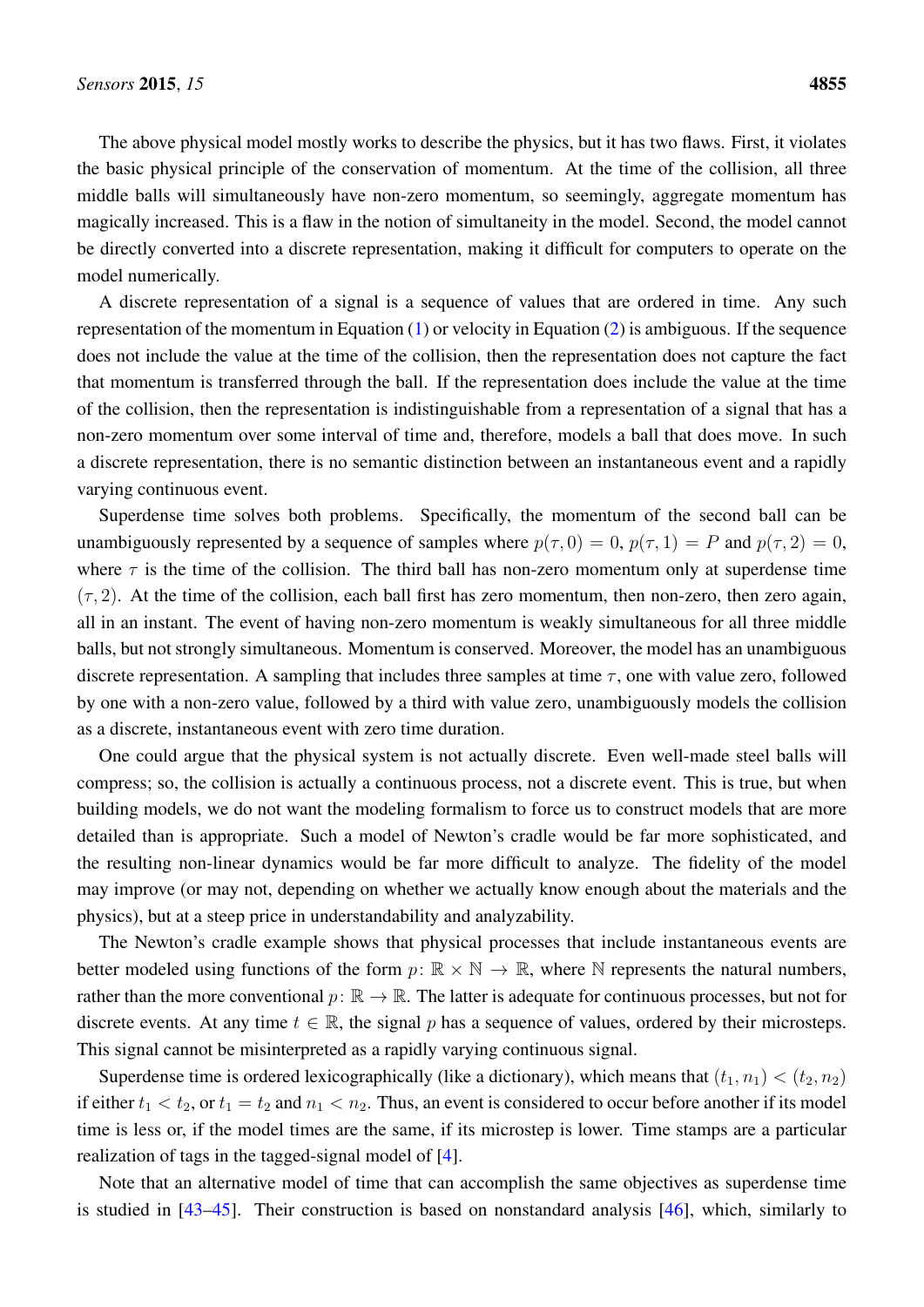The above physical model mostly works to describe the physics, but it has two flaws. First, it violates the basic physical principle of the conservation of momentum. At the time of the collision, all three middle balls will simultaneously have non-zero momentum, so seemingly, aggregate momentum has magically increased. This is a flaw in the notion of simultaneity in the model. Second, the model cannot be directly converted into a discrete representation, making it difficult for computers to operate on the model numerically.

A discrete representation of a signal is a sequence of values that are ordered in time. Any such representation of the momentum in Equation (1) or velocity in Equation (2) is ambiguous. If the sequence does not include the value at the time of the collision, then the representation does not capture the fact that momentum is transferred through the ball. If the representation does include the value at the time of the collision, then the representation is indistinguishable from a representation of a signal that has a non-zero momentum over some interval of time and, therefore, models a ball that does move. In such a discrete representation, there is no semantic distinction between an instantaneous event and a rapidly varying continuous event.

Superdense time solves both problems. Specifically, the momentum of the second ball can be unambiguously represented by a sequence of samples where $p(\tau, 0) = 0$, $p(\tau, 1) = P$ and $p(\tau, 2) = 0$, where $\tau$ is the time of the collision. The third ball has non-zero momentum only at superdense time $(\tau, 2)$. At the time of the collision, each ball first has zero momentum, then non-zero, then zero again, all in an instant. The event of having non-zero momentum is weakly simultaneous for all three middle balls, but not strongly simultaneous. Momentum is conserved. Moreover, the model has an unambiguous discrete representation. A sampling that includes three samples at time $\tau$, one with value zero, followed by one with a non-zero value, followed by a third with value zero, unambiguously models the collision as a discrete, instantaneous event with zero time duration.

One could argue that the physical system is not actually discrete. Even well-made steel balls will compress; so, the collision is actually a continuous process, not a discrete event. This is true, but when building models, we do not want the modeling formalism to force us to construct models that are more detailed than is appropriate. Such a model of Newton's cradle would be far more sophisticated, and the resulting non-linear dynamics would be far more difficult to analyze. The fidelity of the model may improve (or may not, depending on whether we actually know enough about the materials and the physics), but at a steep price in understandability and analyzability.

The Newton's cradle example shows that physical processes that include instantaneous events are better modeled using functions of the form $p\colon \mathbb{R} \times \mathbb{N} \to \mathbb{R}$, where $\mathbb{N}$ represents the natural numbers, rather than the more conventional $p\colon \mathbb{R} \to \mathbb{R}$. The latter is adequate for continuous processes, but not for discrete events. At any time $t \in \mathbb{R}$, the signal $p$ has a sequence of values, ordered by their microsteps. This signal cannot be misinterpreted as a rapidly varying continuous signal.

Superdense time is ordered lexicographically (like a dictionary), which means that $(t_1, n_1) < (t_2, n_2)$ if either $t_1 < t_2$, or $t_1 = t_2$ and $n_1 < n_2$. Thus, an event is considered to occur before another if its model time is less or, if the model times are the same, if its microstep is lower. Time stamps are a particular realization of tags in the tagged-signal model of [4].

Note that an alternative model of time that can accomplish the same objectives as superdense time is studied in [43–45]. Their construction is based on nonstandard analysis [46], which, similarly to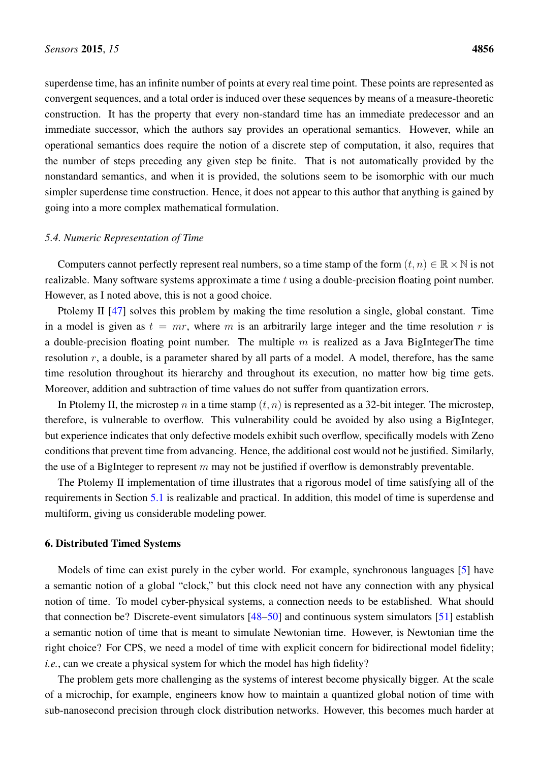superdense time, has an infinite number of points at every real time point. These points are represented as convergent sequences, and a total order is induced over these sequences by means of a measure-theoretic construction. It has the property that every non-standard time has an immediate predecessor and an immediate successor, which the authors say provides an operational semantics. However, while an operational semantics does require the notion of a discrete step of computation, it also, requires that the number of steps preceding any given step be finite. That is not automatically provided by the nonstandard semantics, and when it is provided, the solutions seem to be isomorphic with our much simpler superdense time construction. Hence, it does not appear to this author that anything is gained by going into a more complex mathematical formulation.

### *5.4. Numeric Representation of Time*

Computers cannot perfectly represent real numbers, so a time stamp of the form $(t, n) \in \mathbb{R} \times \mathbb{N}$ is not realizable. Many software systems approximate a time $t$ using a double-precision floating point number. However, as I noted above, this is not a good choice.

Ptolemy II [47] solves this problem by making the time resolution a single, global constant. Time in a model is given as $t = mr$, where $m$ is an arbitrarily large integer and the time resolution $r$ is a double-precision floating point number. The multiple $m$ is realized as a Java BigIntegerThe time resolution $r$, a double, is a parameter shared by all parts of a model. A model, therefore, has the same time resolution throughout its hierarchy and throughout its execution, no matter how big time gets. Moreover, addition and subtraction of time values do not suffer from quantization errors.

In Ptolemy II, the microstep $n$ in a time stamp $(t, n)$ is represented as a 32-bit integer. The microstep, therefore, is vulnerable to overflow. This vulnerability could be avoided by also using a BigInteger, but experience indicates that only defective models exhibit such overflow, specifically models with Zeno conditions that prevent time from advancing. Hence, the additional cost would not be justified. Similarly, the use of a BigInteger to represent $m$ may not be justified if overflow is demonstrably preventable.

The Ptolemy II implementation of time illustrates that a rigorous model of time satisfying all of the requirements in Section 5.1 is realizable and practical. In addition, this model of time is superdense and multiform, giving us considerable modeling power.

## 6. Distributed Timed Systems

Models of time can exist purely in the cyber world. For example, synchronous languages [5] have a semantic notion of a global "clock," but this clock need not have any connection with any physical notion of time. To model cyber-physical systems, a connection needs to be established. What should that connection be? Discrete-event simulators [48–50] and continuous system simulators [51] establish a semantic notion of time that is meant to simulate Newtonian time. However, is Newtonian time the right choice? For CPS, we need a model of time with explicit concern for bidirectional model fidelity; *i.e.*, can we create a physical system for which the model has high fidelity?

The problem gets more challenging as the systems of interest become physically bigger. At the scale of a microchip, for example, engineers know how to maintain a quantized global notion of time with sub-nanosecond precision through clock distribution networks. However, this becomes much harder at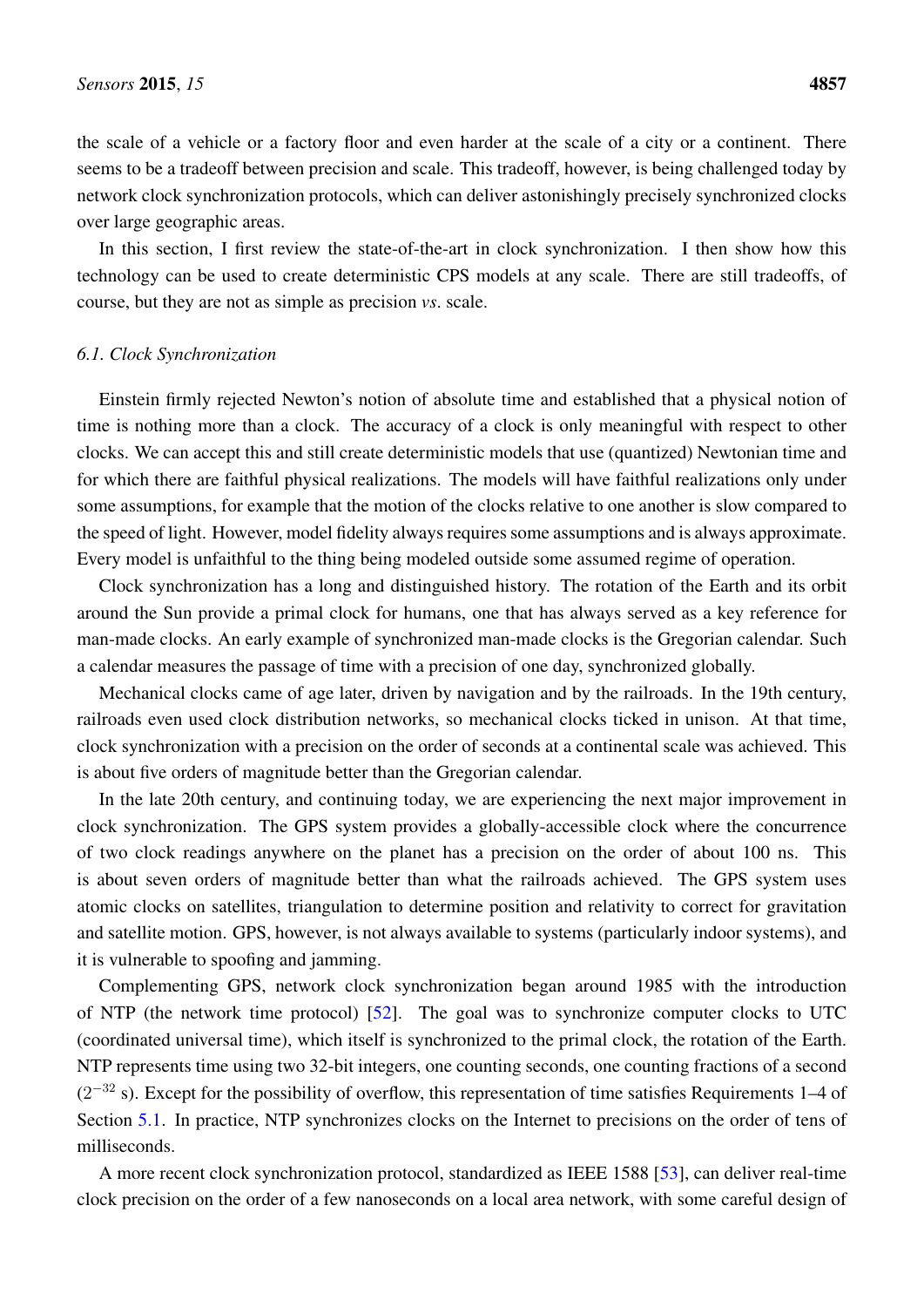the scale of a vehicle or a factory floor and even harder at the scale of a city or a continent. There seems to be a tradeoff between precision and scale. This tradeoff, however, is being challenged today by network clock synchronization protocols, which can deliver astonishingly precisely synchronized clocks over large geographic areas.

In this section, I first review the state-of-the-art in clock synchronization. I then show how this technology can be used to create deterministic CPS models at any scale. There are still tradeoffs, of course, but they are not as simple as precision *vs*. scale.

### 6.1. Clock Synchronization

Einstein firmly rejected Newton's notion of absolute time and established that a physical notion of time is nothing more than a clock. The accuracy of a clock is only meaningful with respect to other clocks. We can accept this and still create deterministic models that use (quantized) Newtonian time and for which there are faithful physical realizations. The models will have faithful realizations only under some assumptions, for example that the motion of the clocks relative to one another is slow compared to the speed of light. However, model fidelity always requires some assumptions and is always approximate. Every model is unfaithful to the thing being modeled outside some assumed regime of operation.

Clock synchronization has a long and distinguished history. The rotation of the Earth and its orbit around the Sun provide a primal clock for humans, one that has always served as a key reference for man-made clocks. An early example of synchronized man-made clocks is the Gregorian calendar. Such a calendar measures the passage of time with a precision of one day, synchronized globally.

Mechanical clocks came of age later, driven by navigation and by the railroads. In the 19th century, railroads even used clock distribution networks, so mechanical clocks ticked in unison. At that time, clock synchronization with a precision on the order of seconds at a continental scale was achieved. This is about five orders of magnitude better than the Gregorian calendar.

In the late 20th century, and continuing today, we are experiencing the next major improvement in clock synchronization. The GPS system provides a globally-accessible clock where the concurrence of two clock readings anywhere on the planet has a precision on the order of about 100 ns. This is about seven orders of magnitude better than what the railroads achieved. The GPS system uses atomic clocks on satellites, triangulation to determine position and relativity to correct for gravitation and satellite motion. GPS, however, is not always available to systems (particularly indoor systems), and it is vulnerable to spoofing and jamming.

Complementing GPS, network clock synchronization began around 1985 with the introduction of NTP (the network time protocol) [52]. The goal was to synchronize computer clocks to UTC (coordinated universal time), which itself is synchronized to the primal clock, the rotation of the Earth. NTP represents time using two 32-bit integers, one counting seconds, one counting fractions of a second ($2^{-32}$ s). Except for the possibility of overflow, this representation of time satisfies Requirements 1–4 of Section 5.1. In practice, NTP synchronizes clocks on the Internet to precisions on the order of tens of milliseconds.

A more recent clock synchronization protocol, standardized as IEEE 1588 [53], can deliver real-time clock precision on the order of a few nanoseconds on a local area network, with some careful design of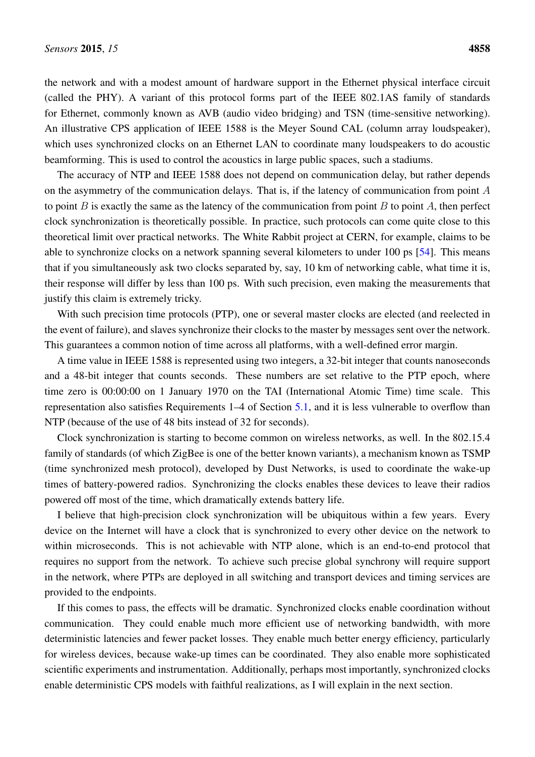the network and with a modest amount of hardware support in the Ethernet physical interface circuit (called the PHY). A variant of this protocol forms part of the IEEE 802.1AS family of standards for Ethernet, commonly known as AVB (audio video bridging) and TSN (time-sensitive networking). An illustrative CPS application of IEEE 1588 is the Meyer Sound CAL (column array loudspeaker), which uses synchronized clocks on an Ethernet LAN to coordinate many loudspeakers to do acoustic beamforming. This is used to control the acoustics in large public spaces, such a stadiums.

The accuracy of NTP and IEEE 1588 does not depend on communication delay, but rather depends on the asymmetry of the communication delays. That is, if the latency of communication from point $A$ to point $B$ is exactly the same as the latency of the communication from point $B$ to point $A$, then perfect clock synchronization is theoretically possible. In practice, such protocols can come quite close to this theoretical limit over practical networks. The White Rabbit project at CERN, for example, claims to be able to synchronize clocks on a network spanning several kilometers to under 100 ps [54]. This means that if you simultaneously ask two clocks separated by, say, 10 km of networking cable, what time it is, their response will differ by less than 100 ps. With such precision, even making the measurements that justify this claim is extremely tricky.

With such precision time protocols (PTP), one or several master clocks are elected (and reelected in the event of failure), and slaves synchronize their clocks to the master by messages sent over the network. This guarantees a common notion of time across all platforms, with a well-defined error margin.

A time value in IEEE 1588 is represented using two integers, a 32-bit integer that counts nanoseconds and a 48-bit integer that counts seconds. These numbers are set relative to the PTP epoch, where time zero is 00:00:00 on 1 January 1970 on the TAI (International Atomic Time) time scale. This representation also satisfies Requirements 1–4 of Section 5.1, and it is less vulnerable to overflow than NTP (because of the use of 48 bits instead of 32 for seconds).

Clock synchronization is starting to become common on wireless networks, as well. In the 802.15.4 family of standards (of which ZigBee is one of the better known variants), a mechanism known as TSMP (time synchronized mesh protocol), developed by Dust Networks, is used to coordinate the wake-up times of battery-powered radios. Synchronizing the clocks enables these devices to leave their radios powered off most of the time, which dramatically extends battery life.

I believe that high-precision clock synchronization will be ubiquitous within a few years. Every device on the Internet will have a clock that is synchronized to every other device on the network to within microseconds. This is not achievable with NTP alone, which is an end-to-end protocol that requires no support from the network. To achieve such precise global synchrony will require support in the network, where PTPs are deployed in all switching and transport devices and timing services are provided to the endpoints.

If this comes to pass, the effects will be dramatic. Synchronized clocks enable coordination without communication. They could enable much more efficient use of networking bandwidth, with more deterministic latencies and fewer packet losses. They enable much better energy efficiency, particularly for wireless devices, because wake-up times can be coordinated. They also enable more sophisticated scientific experiments and instrumentation. Additionally, perhaps most importantly, synchronized clocks enable deterministic CPS models with faithful realizations, as I will explain in the next section.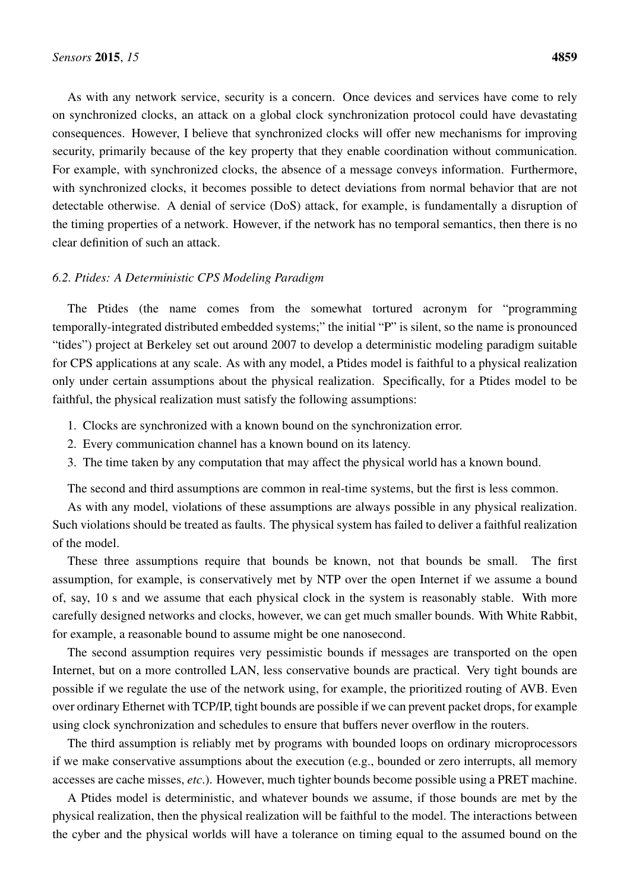As with any network service, security is a concern. Once devices and services have come to rely on synchronized clocks, an attack on a global clock synchronization protocol could have devastating consequences. However, I believe that synchronized clocks will offer new mechanisms for improving security, primarily because of the key property that they enable coordination without communication. For example, with synchronized clocks, the absence of a message conveys information. Furthermore, with synchronized clocks, it becomes possible to detect deviations from normal behavior that are not detectable otherwise. A denial of service (DoS) attack, for example, is fundamentally a disruption of the timing properties of a network. However, if the network has no temporal semantics, then there is no clear definition of such an attack.

### *6.2. Ptides: A Deterministic CPS Modeling Paradigm*

The Ptides (the name comes from the somewhat tortured acronym for "programming temporally-integrated distributed embedded systems;" the initial "P" is silent, so the name is pronounced "tides") project at Berkeley set out around 2007 to develop a deterministic modeling paradigm suitable for CPS applications at any scale. As with any model, a Ptides model is faithful to a physical realization only under certain assumptions about the physical realization. Specifically, for a Ptides model to be faithful, the physical realization must satisfy the following assumptions:

1. Clocks are synchronized with a known bound on the synchronization error.
2. Every communication channel has a known bound on its latency.
3. The time taken by any computation that may affect the physical world has a known bound.

The second and third assumptions are common in real-time systems, but the first is less common.

As with any model, violations of these assumptions are always possible in any physical realization. Such violations should be treated as faults. The physical system has failed to deliver a faithful realization of the model.

These three assumptions require that bounds be known, not that bounds be small. The first assumption, for example, is conservatively met by NTP over the open Internet if we assume a bound of, say, 10 s and we assume that each physical clock in the system is reasonably stable. With more carefully designed networks and clocks, however, we can get much smaller bounds. With White Rabbit, for example, a reasonable bound to assume might be one nanosecond.

The second assumption requires very pessimistic bounds if messages are transported on the open Internet, but on a more controlled LAN, less conservative bounds are practical. Very tight bounds are possible if we regulate the use of the network using, for example, the prioritized routing of AVB. Even over ordinary Ethernet with TCP/IP, tight bounds are possible if we can prevent packet drops, for example using clock synchronization and schedules to ensure that buffers never overflow in the routers.

The third assumption is reliably met by programs with bounded loops on ordinary microprocessors if we make conservative assumptions about the execution (e.g., bounded or zero interrupts, all memory accesses are cache misses, *etc*.). However, much tighter bounds become possible using a PRET machine.

A Ptides model is deterministic, and whatever bounds we assume, if those bounds are met by the physical realization, then the physical realization will be faithful to the model. The interactions between the cyber and the physical worlds will have a tolerance on timing equal to the assumed bound on the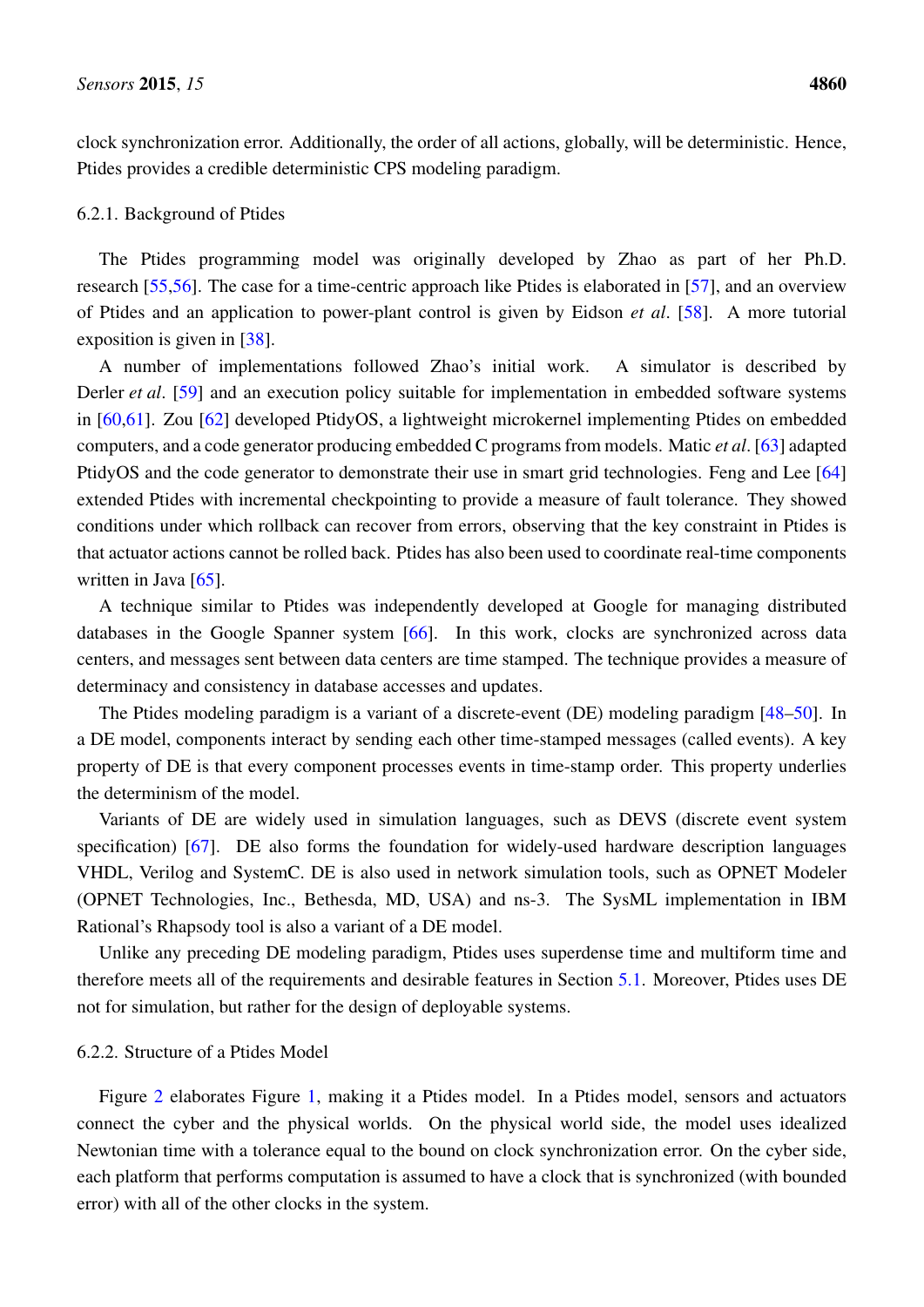clock synchronization error. Additionally, the order of all actions, globally, will be deterministic. Hence, Ptides provides a credible deterministic CPS modeling paradigm.

#### 6.2.1. Background of Ptides

The Ptides programming model was originally developed by Zhao as part of her Ph.D. research [55,56]. The case for a time-centric approach like Ptides is elaborated in [57], and an overview of Ptides and an application to power-plant control is given by Eidson *et al*. [58]. A more tutorial exposition is given in [38].

A number of implementations followed Zhao's initial work. A simulator is described by Derler *et al*. [59] and an execution policy suitable for implementation in embedded software systems in [60,61]. Zou [62] developed PtidyOS, a lightweight microkernel implementing Ptides on embedded computers, and a code generator producing embedded C programs from models. Matic *et al*. [63] adapted PtidyOS and the code generator to demonstrate their use in smart grid technologies. Feng and Lee [64] extended Ptides with incremental checkpointing to provide a measure of fault tolerance. They showed conditions under which rollback can recover from errors, observing that the key constraint in Ptides is that actuator actions cannot be rolled back. Ptides has also been used to coordinate real-time components written in Java [65].

A technique similar to Ptides was independently developed at Google for managing distributed databases in the Google Spanner system [66]. In this work, clocks are synchronized across data centers, and messages sent between data centers are time stamped. The technique provides a measure of determinacy and consistency in database accesses and updates.

The Ptides modeling paradigm is a variant of a discrete-event (DE) modeling paradigm [48–50]. In a DE model, components interact by sending each other time-stamped messages (called events). A key property of DE is that every component processes events in time-stamp order. This property underlies the determinism of the model.

Variants of DE are widely used in simulation languages, such as DEVS (discrete event system specification) [67]. DE also forms the foundation for widely-used hardware description languages VHDL, Verilog and SystemC. DE is also used in network simulation tools, such as OPNET Modeler (OPNET Technologies, Inc., Bethesda, MD, USA) and ns-3. The SysML implementation in IBM Rational's Rhapsody tool is also a variant of a DE model.

Unlike any preceding DE modeling paradigm, Ptides uses superdense time and multiform time and therefore meets all of the requirements and desirable features in Section 5.1. Moreover, Ptides uses DE not for simulation, but rather for the design of deployable systems.

#### 6.2.2. Structure of a Ptides Model

Figure 2 elaborates Figure 1, making it a Ptides model. In a Ptides model, sensors and actuators connect the cyber and the physical worlds. On the physical world side, the model uses idealized Newtonian time with a tolerance equal to the bound on clock synchronization error. On the cyber side, each platform that performs computation is assumed to have a clock that is synchronized (with bounded error) with all of the other clocks in the system.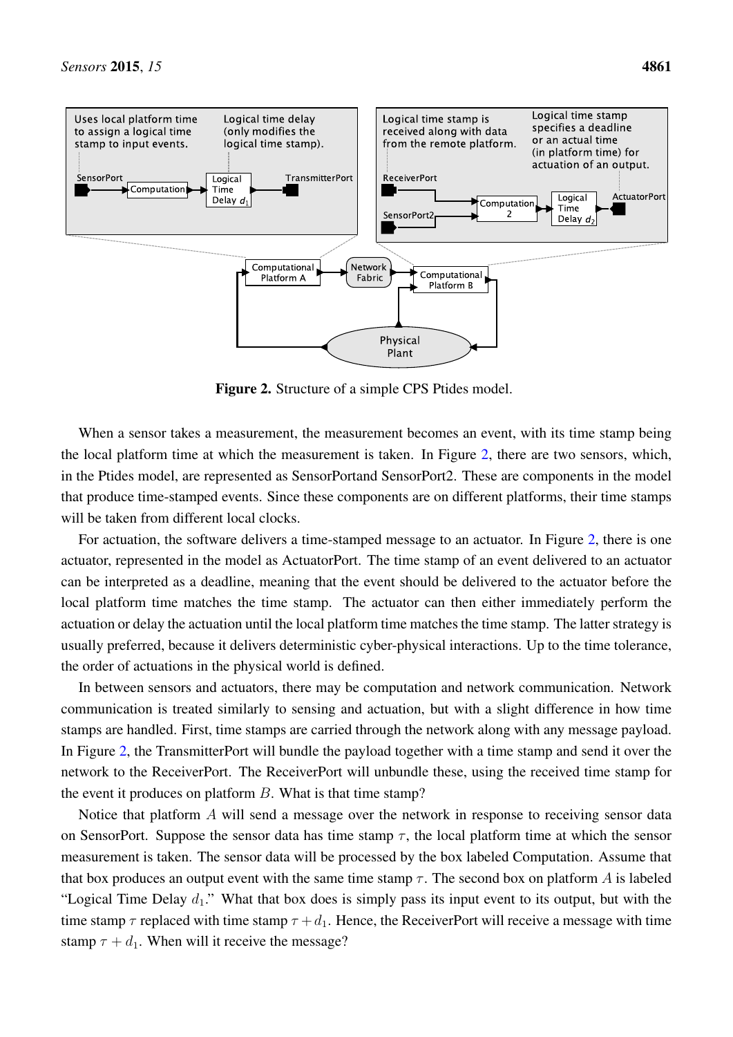**Figure 2.** Structure of a simple CPS Ptides model.

When a sensor takes a measurement, the measurement becomes an event, with its time stamp being the local platform time at which the measurement is taken. In Figure 2, there are two sensors, which, in the Ptides model, are represented as SensorPortand SensorPort2. These are components in the model that produce time-stamped events. Since these components are on different platforms, their time stamps will be taken from different local clocks.

For actuation, the software delivers a time-stamped message to an actuator. In Figure 2, there is one actuator, represented in the model as ActuatorPort. The time stamp of an event delivered to an actuator can be interpreted as a deadline, meaning that the event should be delivered to the actuator before the local platform time matches the time stamp. The actuator can then either immediately perform the actuation or delay the actuation until the local platform time matches the time stamp. The latter strategy is usually preferred, because it delivers deterministic cyber-physical interactions. Up to the time tolerance, the order of actuations in the physical world is defined.

In between sensors and actuators, there may be computation and network communication. Network communication is treated similarly to sensing and actuation, but with a slight difference in how time stamps are handled. First, time stamps are carried through the network along with any message payload. In Figure 2, the TransmitterPort will bundle the payload together with a time stamp and send it over the network to the ReceiverPort. The ReceiverPort will unbundle these, using the received time stamp for the event it produces on platform $B$. What is that time stamp?

Notice that platform $A$ will send a message over the network in response to receiving sensor data on SensorPort. Suppose the sensor data has time stamp $\tau$, the local platform time at which the sensor measurement is taken. The sensor data will be processed by the box labeled Computation. Assume that that box produces an output event with the same time stamp $\tau$. The second box on platform $A$ is labeled "Logical Time Delay $d_1$." What that box does is simply pass its input event to its output, but with the time stamp $\tau$ replaced with time stamp $\tau + d_1$. Hence, the ReceiverPort will receive a message with time stamp $\tau + d_1$. When will it receive the message?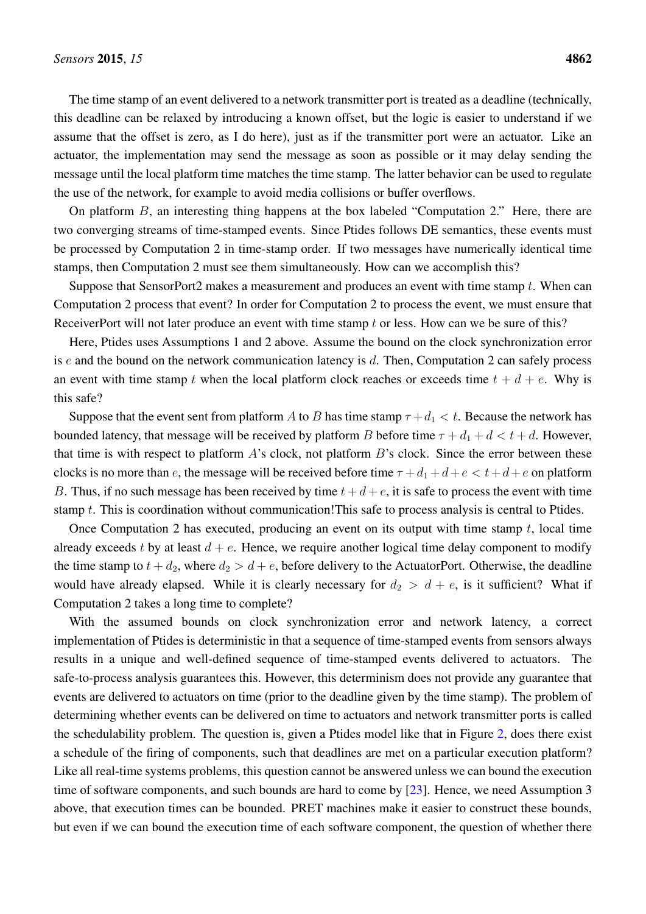The time stamp of an event delivered to a network transmitter port is treated as a deadline (technically, this deadline can be relaxed by introducing a known offset, but the logic is easier to understand if we assume that the offset is zero, as I do here), just as if the transmitter port were an actuator. Like an actuator, the implementation may send the message as soon as possible or it may delay sending the message until the local platform time matches the time stamp. The latter behavior can be used to regulate the use of the network, for example to avoid media collisions or buffer overflows.

On platform $B$, an interesting thing happens at the box labeled "Computation 2." Here, there are two converging streams of time-stamped events. Since Ptides follows DE semantics, these events must be processed by Computation 2 in time-stamp order. If two messages have numerically identical time stamps, then Computation 2 must see them simultaneously. How can we accomplish this?

Suppose that SensorPort2 makes a measurement and produces an event with time stamp $t$. When can Computation 2 process that event? In order for Computation 2 to process the event, we must ensure that ReceiverPort will not later produce an event with time stamp $t$ or less. How can we be sure of this?

Here, Ptides uses Assumptions 1 and 2 above. Assume the bound on the clock synchronization error is $e$ and the bound on the network communication latency is $d$. Then, Computation 2 can safely process an event with time stamp $t$ when the local platform clock reaches or exceeds time $t + d + e$. Why is this safe?

Suppose that the event sent from platform $A$ to $B$ has time stamp $\tau + d_1 < t$. Because the network has bounded latency, that message will be received by platform $B$ before time $\tau + d_1 + d < t + d$. However, that time is with respect to platform $A$'s clock, not platform $B$'s clock. Since the error between these clocks is no more than $e$, the message will be received before time $\tau + d_1 + d + e < t + d + e$ on platform $B$. Thus, if no such message has been received by time $t + d + e$, it is safe to process the event with time stamp $t$. This is coordination without communication!This safe to process analysis is central to Ptides.

Once Computation 2 has executed, producing an event on its output with time stamp $t$, local time already exceeds $t$ by at least $d + e$. Hence, we require another logical time delay component to modify the time stamp to $t + d_2$, where $d_2 > d + e$, before delivery to the ActuatorPort. Otherwise, the deadline would have already elapsed. While it is clearly necessary for $d_2 > d + e$, is it sufficient? What if Computation 2 takes a long time to complete?

With the assumed bounds on clock synchronization error and network latency, a correct implementation of Ptides is deterministic in that a sequence of time-stamped events from sensors always results in a unique and well-defined sequence of time-stamped events delivered to actuators. The safe-to-process analysis guarantees this. However, this determinism does not provide any guarantee that events are delivered to actuators on time (prior to the deadline given by the time stamp). The problem of determining whether events can be delivered on time to actuators and network transmitter ports is called the schedulability problem. The question is, given a Ptides model like that in Figure 2, does there exist a schedule of the firing of components, such that deadlines are met on a particular execution platform? Like all real-time systems problems, this question cannot be answered unless we can bound the execution time of software components, and such bounds are hard to come by [23]. Hence, we need Assumption 3 above, that execution times can be bounded. PRET machines make it easier to construct these bounds, but even if we can bound the execution time of each software component, the question of whether there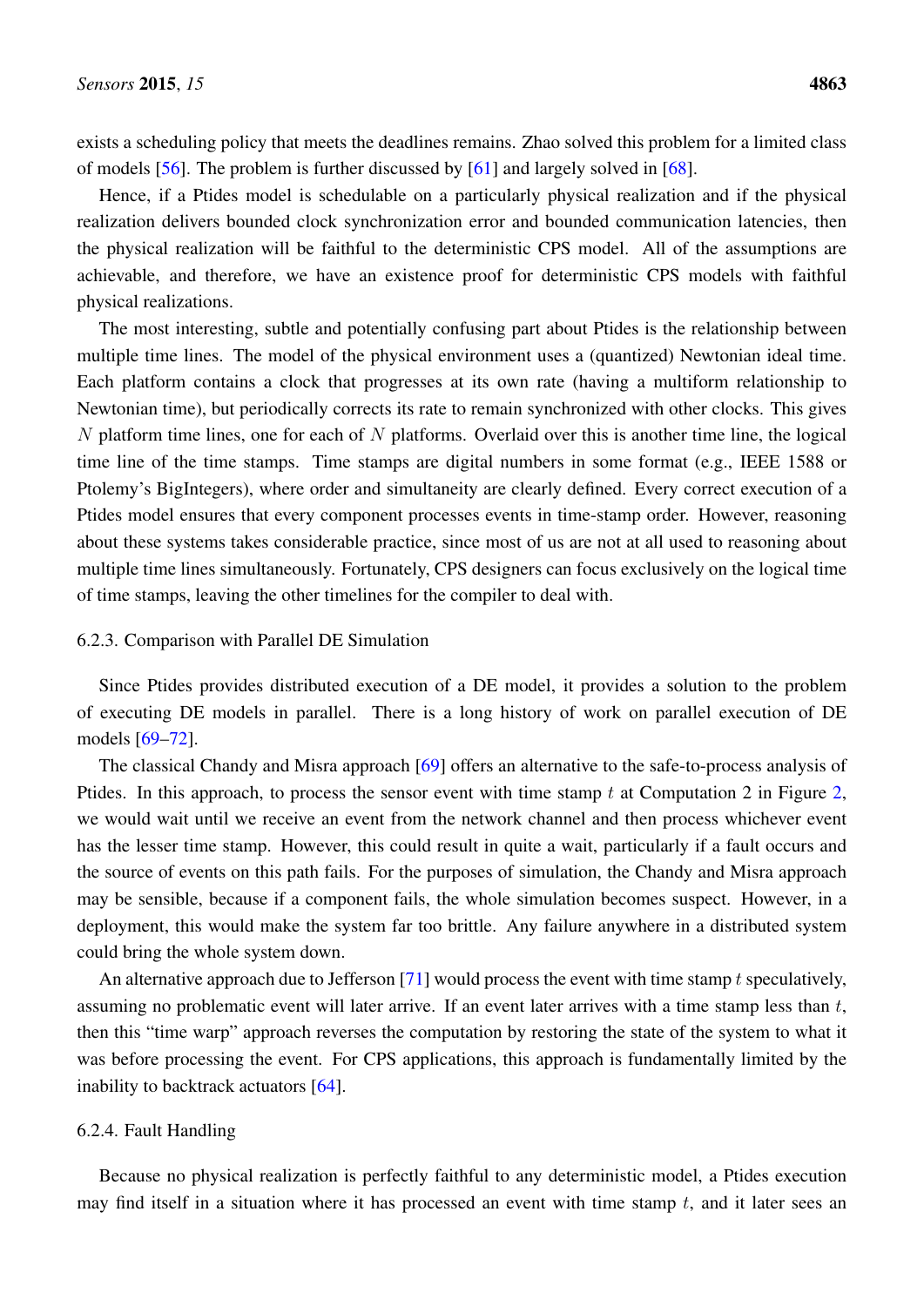exists a scheduling policy that meets the deadlines remains. Zhao solved this problem for a limited class of models [56]. The problem is further discussed by [61] and largely solved in [68].

Hence, if a Ptides model is schedulable on a particularly physical realization and if the physical realization delivers bounded clock synchronization error and bounded communication latencies, then the physical realization will be faithful to the deterministic CPS model. All of the assumptions are achievable, and therefore, we have an existence proof for deterministic CPS models with faithful physical realizations.

The most interesting, subtle and potentially confusing part about Ptides is the relationship between multiple time lines. The model of the physical environment uses a (quantized) Newtonian ideal time. Each platform contains a clock that progresses at its own rate (having a multiform relationship to Newtonian time), but periodically corrects its rate to remain synchronized with other clocks. This gives $N$ platform time lines, one for each of $N$ platforms. Overlaid over this is another time line, the logical time line of the time stamps. Time stamps are digital numbers in some format (e.g., IEEE 1588 or Ptolemy's BigIntegers), where order and simultaneity are clearly defined. Every correct execution of a Ptides model ensures that every component processes events in time-stamp order. However, reasoning about these systems takes considerable practice, since most of us are not at all used to reasoning about multiple time lines simultaneously. Fortunately, CPS designers can focus exclusively on the logical time of time stamps, leaving the other timelines for the compiler to deal with.

#### 6.2.3. Comparison with Parallel DE Simulation

Since Ptides provides distributed execution of a DE model, it provides a solution to the problem of executing DE models in parallel. There is a long history of work on parallel execution of DE models [69–72].

The classical Chandy and Misra approach [69] offers an alternative to the safe-to-process analysis of Ptides. In this approach, to process the sensor event with time stamp $t$ at Computation 2 in Figure 2, we would wait until we receive an event from the network channel and then process whichever event has the lesser time stamp. However, this could result in quite a wait, particularly if a fault occurs and the source of events on this path fails. For the purposes of simulation, the Chandy and Misra approach may be sensible, because if a component fails, the whole simulation becomes suspect. However, in a deployment, this would make the system far too brittle. Any failure anywhere in a distributed system could bring the whole system down.

An alternative approach due to Jefferson [71] would process the event with time stamp $t$ speculatively, assuming no problematic event will later arrive. If an event later arrives with a time stamp less than $t$, then this "time warp" approach reverses the computation by restoring the state of the system to what it was before processing the event. For CPS applications, this approach is fundamentally limited by the inability to backtrack actuators [64].

#### 6.2.4. Fault Handling

Because no physical realization is perfectly faithful to any deterministic model, a Ptides execution may find itself in a situation where it has processed an event with time stamp $t$, and it later sees an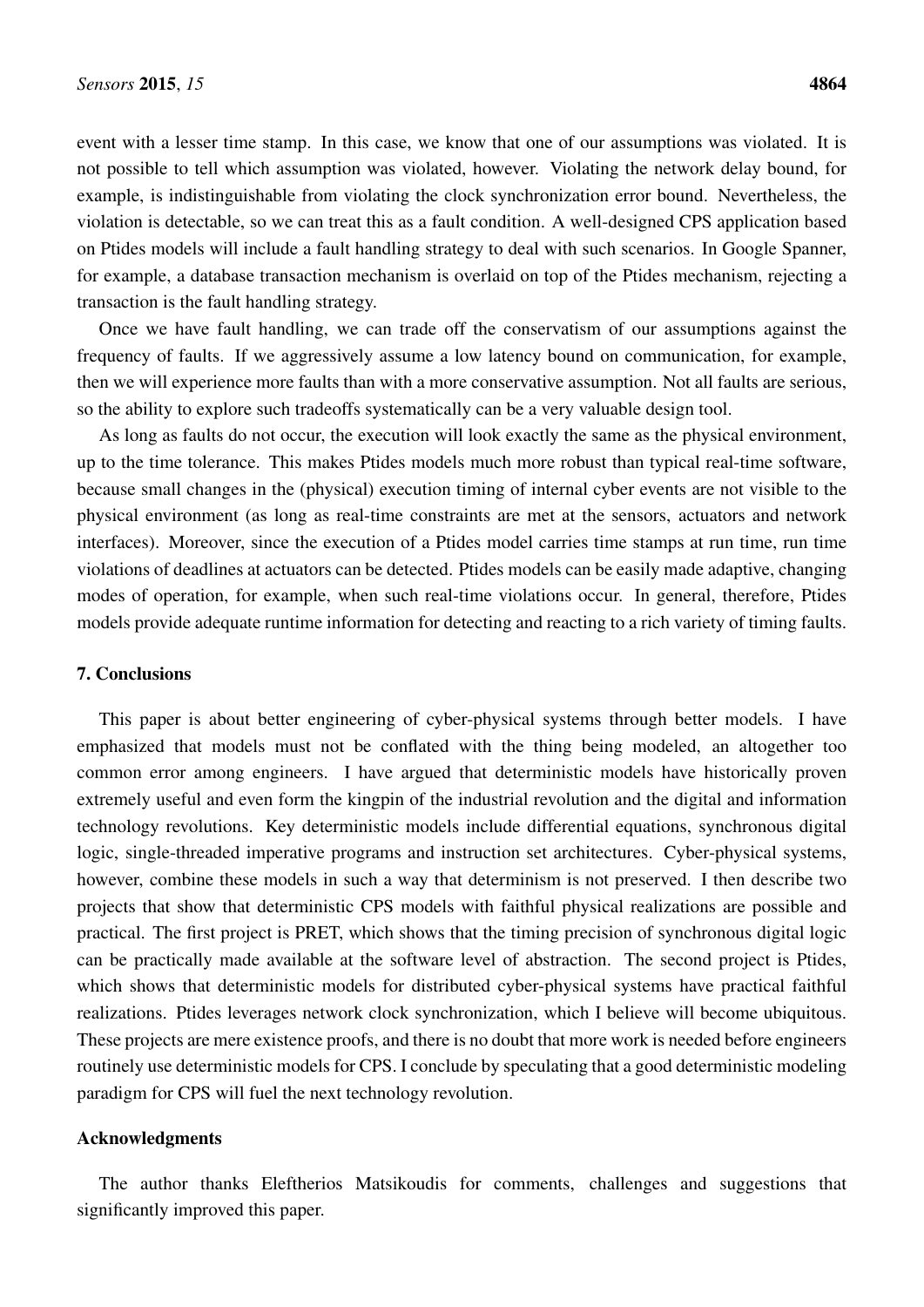event with a lesser time stamp. In this case, we know that one of our assumptions was violated. It is not possible to tell which assumption was violated, however. Violating the network delay bound, for example, is indistinguishable from violating the clock synchronization error bound. Nevertheless, the violation is detectable, so we can treat this as a fault condition. A well-designed CPS application based on Ptides models will include a fault handling strategy to deal with such scenarios. In Google Spanner, for example, a database transaction mechanism is overlaid on top of the Ptides mechanism, rejecting a transaction is the fault handling strategy.

Once we have fault handling, we can trade off the conservatism of our assumptions against the frequency of faults. If we aggressively assume a low latency bound on communication, for example, then we will experience more faults than with a more conservative assumption. Not all faults are serious, so the ability to explore such tradeoffs systematically can be a very valuable design tool.

As long as faults do not occur, the execution will look exactly the same as the physical environment, up to the time tolerance. This makes Ptides models much more robust than typical real-time software, because small changes in the (physical) execution timing of internal cyber events are not visible to the physical environment (as long as real-time constraints are met at the sensors, actuators and network interfaces). Moreover, since the execution of a Ptides model carries time stamps at run time, run time violations of deadlines at actuators can be detected. Ptides models can be easily made adaptive, changing modes of operation, for example, when such real-time violations occur. In general, therefore, Ptides models provide adequate runtime information for detecting and reacting to a rich variety of timing faults.

## 7. Conclusions

This paper is about better engineering of cyber-physical systems through better models. I have emphasized that models must not be conflated with the thing being modeled, an altogether too common error among engineers. I have argued that deterministic models have historically proven extremely useful and even form the kingpin of the industrial revolution and the digital and information technology revolutions. Key deterministic models include differential equations, synchronous digital logic, single-threaded imperative programs and instruction set architectures. Cyber-physical systems, however, combine these models in such a way that determinism is not preserved. I then describe two projects that show that deterministic CPS models with faithful physical realizations are possible and practical. The first project is PRET, which shows that the timing precision of synchronous digital logic can be practically made available at the software level of abstraction. The second project is Ptides, which shows that deterministic models for distributed cyber-physical systems have practical faithful realizations. Ptides leverages network clock synchronization, which I believe will become ubiquitous. These projects are mere existence proofs, and there is no doubt that more work is needed before engineers routinely use deterministic models for CPS. I conclude by speculating that a good deterministic modeling paradigm for CPS will fuel the next technology revolution.

## Acknowledgments

The author thanks Eleftherios Matsikoudis for comments, challenges and suggestions that significantly improved this paper.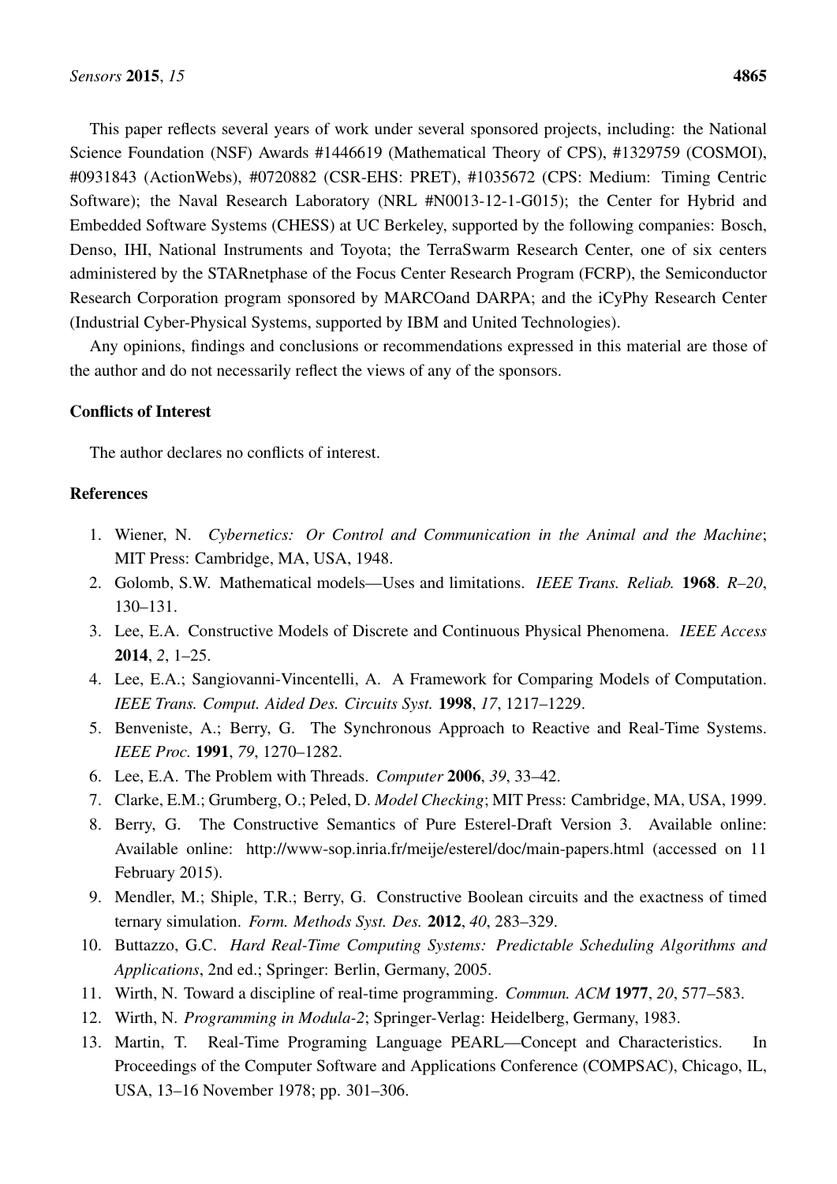This paper reflects several years of work under several sponsored projects, including: the National Science Foundation (NSF) Awards #1446619 (Mathematical Theory of CPS), #1329759 (COSMOI), #0931843 (ActionWebs), #0720882 (CSR-EHS: PRET), #1035672 (CPS: Medium: Timing Centric Software); the Naval Research Laboratory (NRL #N0013-12-1-G015); the Center for Hybrid and Embedded Software Systems (CHESS) at UC Berkeley, supported by the following companies: Bosch, Denso, IHI, National Instruments and Toyota; the TerraSwarm Research Center, one of six centers administered by the STARnetphase of the Focus Center Research Program (FCRP), the Semiconductor Research Corporation program sponsored by MARCOand DARPA; and the iCyPhy Research Center (Industrial Cyber-Physical Systems, supported by IBM and United Technologies).

Any opinions, findings and conclusions or recommendations expressed in this material are those of the author and do not necessarily reflect the views of any of the sponsors.

## Conflicts of Interest

The author declares no conflicts of interest.

## References

1. Wiener, N. *Cybernetics: Or Control and Communication in the Animal and the Machine*; MIT Press: Cambridge, MA, USA, 1948.
2. Golomb, S.W. Mathematical models—Uses and limitations. *IEEE Trans. Reliab.* **1968**. *R–20*, 130–131.
3. Lee, E.A. Constructive Models of Discrete and Continuous Physical Phenomena. *IEEE Access* **2014**, *2*, 1–25.
4. Lee, E.A.; Sangiovanni-Vincentelli, A. A Framework for Comparing Models of Computation. *IEEE Trans. Comput. Aided Des. Circuits Syst.* **1998**, *17*, 1217–1229.
5. Benveniste, A.; Berry, G. The Synchronous Approach to Reactive and Real-Time Systems. *IEEE Proc.* **1991**, *79*, 1270–1282.
6. Lee, E.A. The Problem with Threads. *Computer* **2006**, *39*, 33–42.
7. Clarke, E.M.; Grumberg, O.; Peled, D. *Model Checking*; MIT Press: Cambridge, MA, USA, 1999.
8. Berry, G. The Constructive Semantics of Pure Esterel-Draft Version 3. Available online: Available online: http://www-sop.inria.fr/meije/esterel/doc/main-papers.html (accessed on 11 February 2015).
9. Mendler, M.; Shiple, T.R.; Berry, G. Constructive Boolean circuits and the exactness of timed ternary simulation. *Form. Methods Syst. Des.* **2012**, *40*, 283–329.
10. Buttazzo, G.C. *Hard Real-Time Computing Systems: Predictable Scheduling Algorithms and Applications*, 2nd ed.; Springer: Berlin, Germany, 2005.
11. Wirth, N. Toward a discipline of real-time programming. *Commun. ACM* **1977**, *20*, 577–583.
12. Wirth, N. *Programming in Modula-2*; Springer-Verlag: Heidelberg, Germany, 1983.
13. Martin, T. Real-Time Programing Language PEARL—Concept and Characteristics. In Proceedings of the Computer Software and Applications Conference (COMPSAC), Chicago, IL, USA, 13–16 November 1978; pp. 301–306.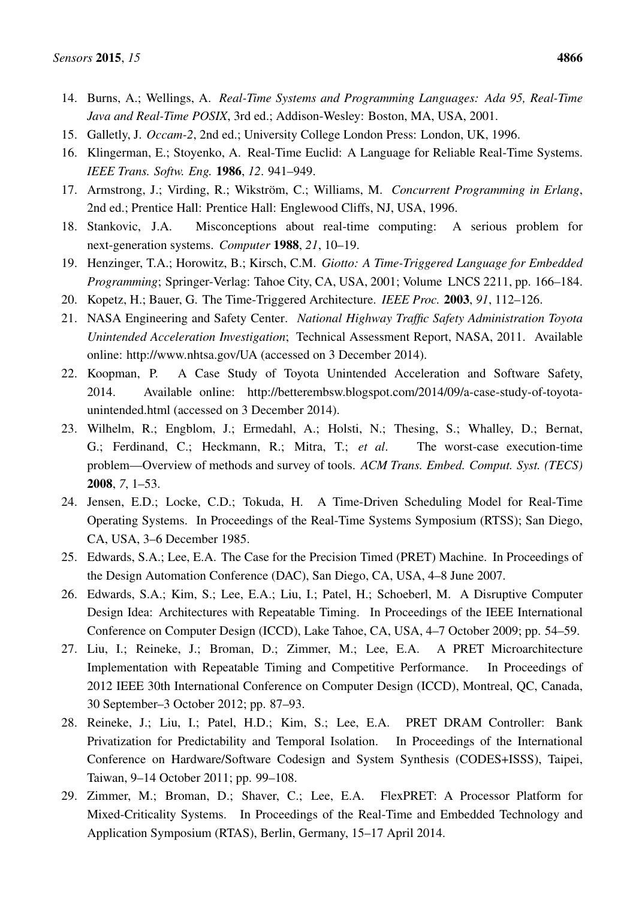14. Burns, A.; Wellings, A. *Real-Time Systems and Programming Languages: Ada 95, Real-Time Java and Real-Time POSIX*, 3rd ed.; Addison-Wesley: Boston, MA, USA, 2001.
15. Galletly, J. *Occam-2*, 2nd ed.; University College London Press: London, UK, 1996.
16. Klingerman, E.; Stoyenko, A. Real-Time Euclid: A Language for Reliable Real-Time Systems. *IEEE Trans. Softw. Eng.* **1986**, *12*. 941–949.
17. Armstrong, J.; Virding, R.; Wikström, C.; Williams, M. *Concurrent Programming in Erlang*, 2nd ed.; Prentice Hall: Prentice Hall: Englewood Cliffs, NJ, USA, 1996.
18. Stankovic, J.A. Misconceptions about real-time computing: A serious problem for next-generation systems. *Computer* **1988**, *21*, 10–19.
19. Henzinger, T.A.; Horowitz, B.; Kirsch, C.M. *Giotto: A Time-Triggered Language for Embedded Programming*; Springer-Verlag: Tahoe City, CA, USA, 2001; Volume LNCS 2211, pp. 166–184.
20. Kopetz, H.; Bauer, G. The Time-Triggered Architecture. *IEEE Proc.* **2003**, *91*, 112–126.
21. NASA Engineering and Safety Center. *National Highway Traffic Safety Administration Toyota Unintended Acceleration Investigation*; Technical Assessment Report, NASA, 2011. Available online: http://www.nhtsa.gov/UA (accessed on 3 December 2014).
22. Koopman, P. A Case Study of Toyota Unintended Acceleration and Software Safety, 2014. Available online: http://betterembsw.blogspot.com/2014/09/a-case-study-of-toyota-unintended.html (accessed on 3 December 2014).
23. Wilhelm, R.; Engblom, J.; Ermedahl, A.; Holsti, N.; Thesing, S.; Whalley, D.; Bernat, G.; Ferdinand, C.; Heckmann, R.; Mitra, T.; *et al*. The worst-case execution-time problem—Overview of methods and survey of tools. *ACM Trans. Embed. Comput. Syst. (TECS)* **2008**, *7*, 1–53.
24. Jensen, E.D.; Locke, C.D.; Tokuda, H. A Time-Driven Scheduling Model for Real-Time Operating Systems. In Proceedings of the Real-Time Systems Symposium (RTSS); San Diego, CA, USA, 3–6 December 1985.
25. Edwards, S.A.; Lee, E.A. The Case for the Precision Timed (PRET) Machine. In Proceedings of the Design Automation Conference (DAC), San Diego, CA, USA, 4–8 June 2007.
26. Edwards, S.A.; Kim, S.; Lee, E.A.; Liu, I.; Patel, H.; Schoeberl, M. A Disruptive Computer Design Idea: Architectures with Repeatable Timing. In Proceedings of the IEEE International Conference on Computer Design (ICCD), Lake Tahoe, CA, USA, 4–7 October 2009; pp. 54–59.
27. Liu, I.; Reineke, J.; Broman, D.; Zimmer, M.; Lee, E.A. A PRET Microarchitecture Implementation with Repeatable Timing and Competitive Performance. In Proceedings of 2012 IEEE 30th International Conference on Computer Design (ICCD), Montreal, QC, Canada, 30 September–3 October 2012; pp. 87–93.
28. Reineke, J.; Liu, I.; Patel, H.D.; Kim, S.; Lee, E.A. PRET DRAM Controller: Bank Privatization for Predictability and Temporal Isolation. In Proceedings of the International Conference on Hardware/Software Codesign and System Synthesis (CODES+ISSS), Taipei, Taiwan, 9–14 October 2011; pp. 99–108.
29. Zimmer, M.; Broman, D.; Shaver, C.; Lee, E.A. FlexPRET: A Processor Platform for Mixed-Criticality Systems. In Proceedings of the Real-Time and Embedded Technology and Application Symposium (RTAS), Berlin, Germany, 15–17 April 2014.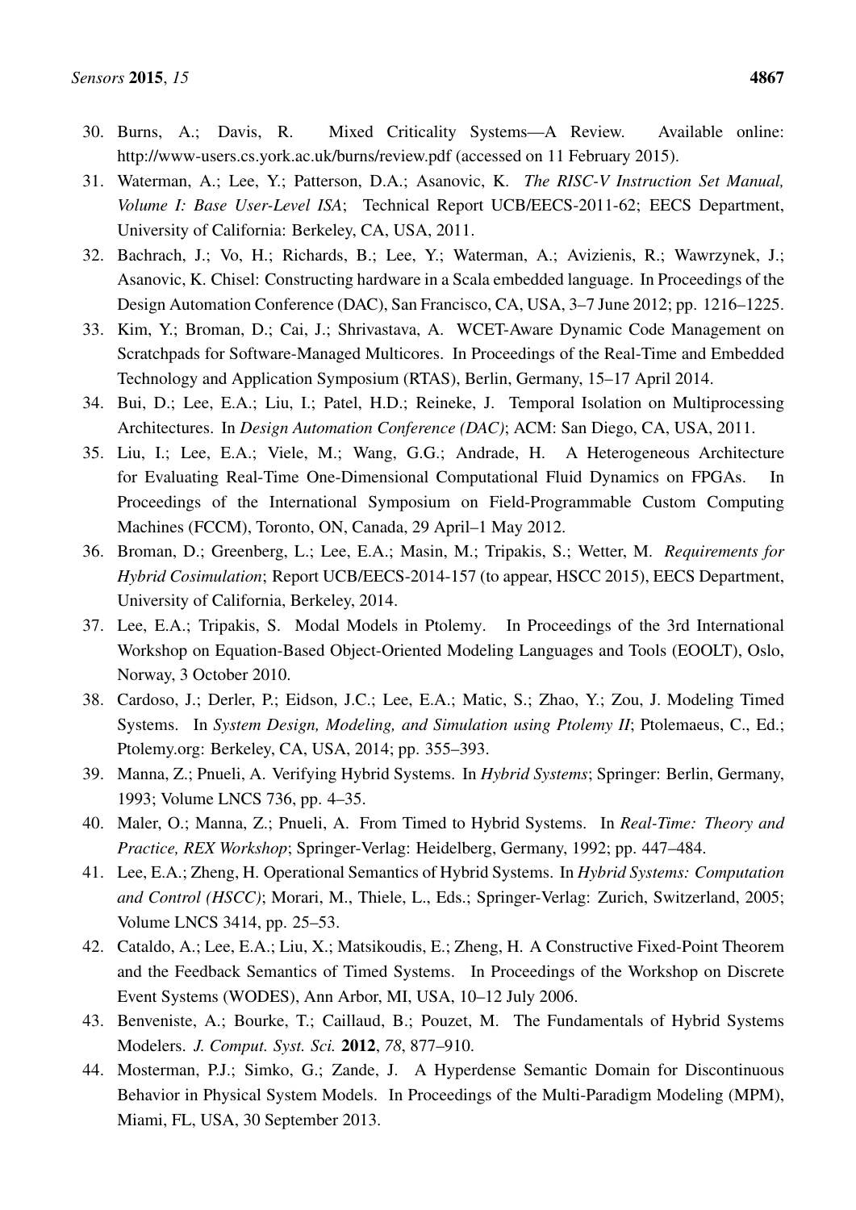30. Burns, A.; Davis, R. Mixed Criticality Systems—A Review. Available online: http://www-users.cs.york.ac.uk/burns/review.pdf (accessed on 11 February 2015).
31. Waterman, A.; Lee, Y.; Patterson, D.A.; Asanovic, K. *The RISC-V Instruction Set Manual, Volume I: Base User-Level ISA*; Technical Report UCB/EECS-2011-62; EECS Department, University of California: Berkeley, CA, USA, 2011.
32. Bachrach, J.; Vo, H.; Richards, B.; Lee, Y.; Waterman, A.; Avizienis, R.; Wawrzynek, J.; Asanovic, K. Chisel: Constructing hardware in a Scala embedded language. In Proceedings of the Design Automation Conference (DAC), San Francisco, CA, USA, 3–7 June 2012; pp. 1216–1225.
33. Kim, Y.; Broman, D.; Cai, J.; Shrivastava, A. WCET-Aware Dynamic Code Management on Scratchpads for Software-Managed Multicores. In Proceedings of the Real-Time and Embedded Technology and Application Symposium (RTAS), Berlin, Germany, 15–17 April 2014.
34. Bui, D.; Lee, E.A.; Liu, I.; Patel, H.D.; Reineke, J. Temporal Isolation on Multiprocessing Architectures. In *Design Automation Conference (DAC)*; ACM: San Diego, CA, USA, 2011.
35. Liu, I.; Lee, E.A.; Viele, M.; Wang, G.G.; Andrade, H. A Heterogeneous Architecture for Evaluating Real-Time One-Dimensional Computational Fluid Dynamics on FPGAs. In Proceedings of the International Symposium on Field-Programmable Custom Computing Machines (FCCM), Toronto, ON, Canada, 29 April–1 May 2012.
36. Broman, D.; Greenberg, L.; Lee, E.A.; Masin, M.; Tripakis, S.; Wetter, M. *Requirements for Hybrid Cosimulation*; Report UCB/EECS-2014-157 (to appear, HSCC 2015), EECS Department, University of California, Berkeley, 2014.
37. Lee, E.A.; Tripakis, S. Modal Models in Ptolemy. In Proceedings of the 3rd International Workshop on Equation-Based Object-Oriented Modeling Languages and Tools (EOOLT), Oslo, Norway, 3 October 2010.
38. Cardoso, J.; Derler, P.; Eidson, J.C.; Lee, E.A.; Matic, S.; Zhao, Y.; Zou, J. Modeling Timed Systems. In *System Design, Modeling, and Simulation using Ptolemy II*; Ptolemaeus, C., Ed.; Ptolemy.org: Berkeley, CA, USA, 2014; pp. 355–393.
39. Manna, Z.; Pnueli, A. Verifying Hybrid Systems. In *Hybrid Systems*; Springer: Berlin, Germany, 1993; Volume LNCS 736, pp. 4–35.
40. Maler, O.; Manna, Z.; Pnueli, A. From Timed to Hybrid Systems. In *Real-Time: Theory and Practice, REX Workshop*; Springer-Verlag: Heidelberg, Germany, 1992; pp. 447–484.
41. Lee, E.A.; Zheng, H. Operational Semantics of Hybrid Systems. In *Hybrid Systems: Computation and Control (HSCC)*; Morari, M., Thiele, L., Eds.; Springer-Verlag: Zurich, Switzerland, 2005; Volume LNCS 3414, pp. 25–53.
42. Cataldo, A.; Lee, E.A.; Liu, X.; Matsikoudis, E.; Zheng, H. A Constructive Fixed-Point Theorem and the Feedback Semantics of Timed Systems. In Proceedings of the Workshop on Discrete Event Systems (WODES), Ann Arbor, MI, USA, 10–12 July 2006.
43. Benveniste, A.; Bourke, T.; Caillaud, B.; Pouzet, M. The Fundamentals of Hybrid Systems Modelers. *J. Comput. Syst. Sci.* **2012**, *78*, 877–910.
44. Mosterman, P.J.; Simko, G.; Zande, J. A Hyperdense Semantic Domain for Discontinuous Behavior in Physical System Models. In Proceedings of the Multi-Paradigm Modeling (MPM), Miami, FL, USA, 30 September 2013.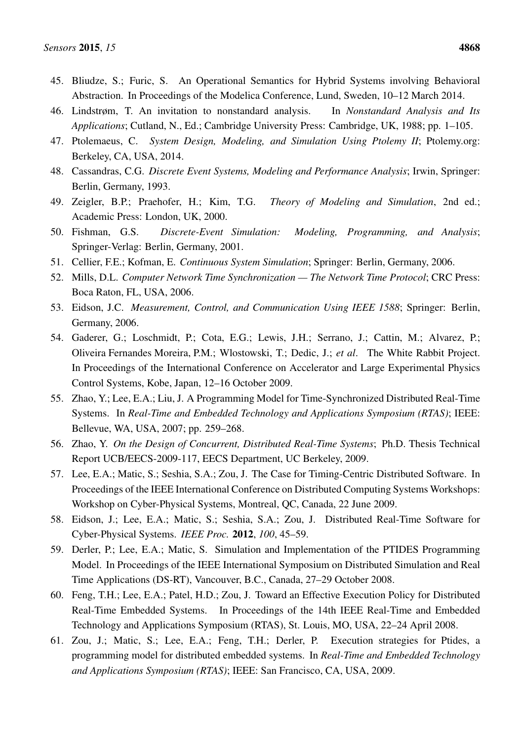45. Bliudze, S.; Furic, S. An Operational Semantics for Hybrid Systems involving Behavioral Abstraction. In Proceedings of the Modelica Conference, Lund, Sweden, 10–12 March 2014.
46. Lindstrøm, T. An invitation to nonstandard analysis. In *Nonstandard Analysis and Its Applications*; Cutland, N., Ed.; Cambridge University Press: Cambridge, UK, 1988; pp. 1–105.
47. Ptolemaeus, C. *System Design, Modeling, and Simulation Using Ptolemy II*; Ptolemy.org: Berkeley, CA, USA, 2014.
48. Cassandras, C.G. *Discrete Event Systems, Modeling and Performance Analysis*; Irwin, Springer: Berlin, Germany, 1993.
49. Zeigler, B.P.; Praehofer, H.; Kim, T.G. *Theory of Modeling and Simulation*, 2nd ed.; Academic Press: London, UK, 2000.
50. Fishman, G.S. *Discrete-Event Simulation: Modeling, Programming, and Analysis*; Springer-Verlag: Berlin, Germany, 2001.
51. Cellier, F.E.; Kofman, E. *Continuous System Simulation*; Springer: Berlin, Germany, 2006.
52. Mills, D.L. *Computer Network Time Synchronization — The Network Time Protocol*; CRC Press: Boca Raton, FL, USA, 2006.
53. Eidson, J.C. *Measurement, Control, and Communication Using IEEE 1588*; Springer: Berlin, Germany, 2006.
54. Gaderer, G.; Loschmidt, P.; Cota, E.G.; Lewis, J.H.; Serrano, J.; Cattin, M.; Alvarez, P.; Oliveira Fernandes Moreira, P.M.; Wlostowski, T.; Dedic, J.; *et al*. The White Rabbit Project. In Proceedings of the International Conference on Accelerator and Large Experimental Physics Control Systems, Kobe, Japan, 12–16 October 2009.
55. Zhao, Y.; Lee, E.A.; Liu, J. A Programming Model for Time-Synchronized Distributed Real-Time Systems. In *Real-Time and Embedded Technology and Applications Symposium (RTAS)*; IEEE: Bellevue, WA, USA, 2007; pp. 259–268.
56. Zhao, Y. *On the Design of Concurrent, Distributed Real-Time Systems*; Ph.D. Thesis Technical Report UCB/EECS-2009-117, EECS Department, UC Berkeley, 2009.
57. Lee, E.A.; Matic, S.; Seshia, S.A.; Zou, J. The Case for Timing-Centric Distributed Software. In Proceedings of the IEEE International Conference on Distributed Computing Systems Workshops: Workshop on Cyber-Physical Systems, Montreal, QC, Canada, 22 June 2009.
58. Eidson, J.; Lee, E.A.; Matic, S.; Seshia, S.A.; Zou, J. Distributed Real-Time Software for Cyber-Physical Systems. *IEEE Proc.* **2012**, *100*, 45–59.
59. Derler, P.; Lee, E.A.; Matic, S. Simulation and Implementation of the PTIDES Programming Model. In Proceedings of the IEEE International Symposium on Distributed Simulation and Real Time Applications (DS-RT), Vancouver, B.C., Canada, 27–29 October 2008.
60. Feng, T.H.; Lee, E.A.; Patel, H.D.; Zou, J. Toward an Effective Execution Policy for Distributed Real-Time Embedded Systems. In Proceedings of the 14th IEEE Real-Time and Embedded Technology and Applications Symposium (RTAS), St. Louis, MO, USA, 22–24 April 2008.
61. Zou, J.; Matic, S.; Lee, E.A.; Feng, T.H.; Derler, P. Execution strategies for Ptides, a programming model for distributed embedded systems. In *Real-Time and Embedded Technology and Applications Symposium (RTAS)*; IEEE: San Francisco, CA, USA, 2009.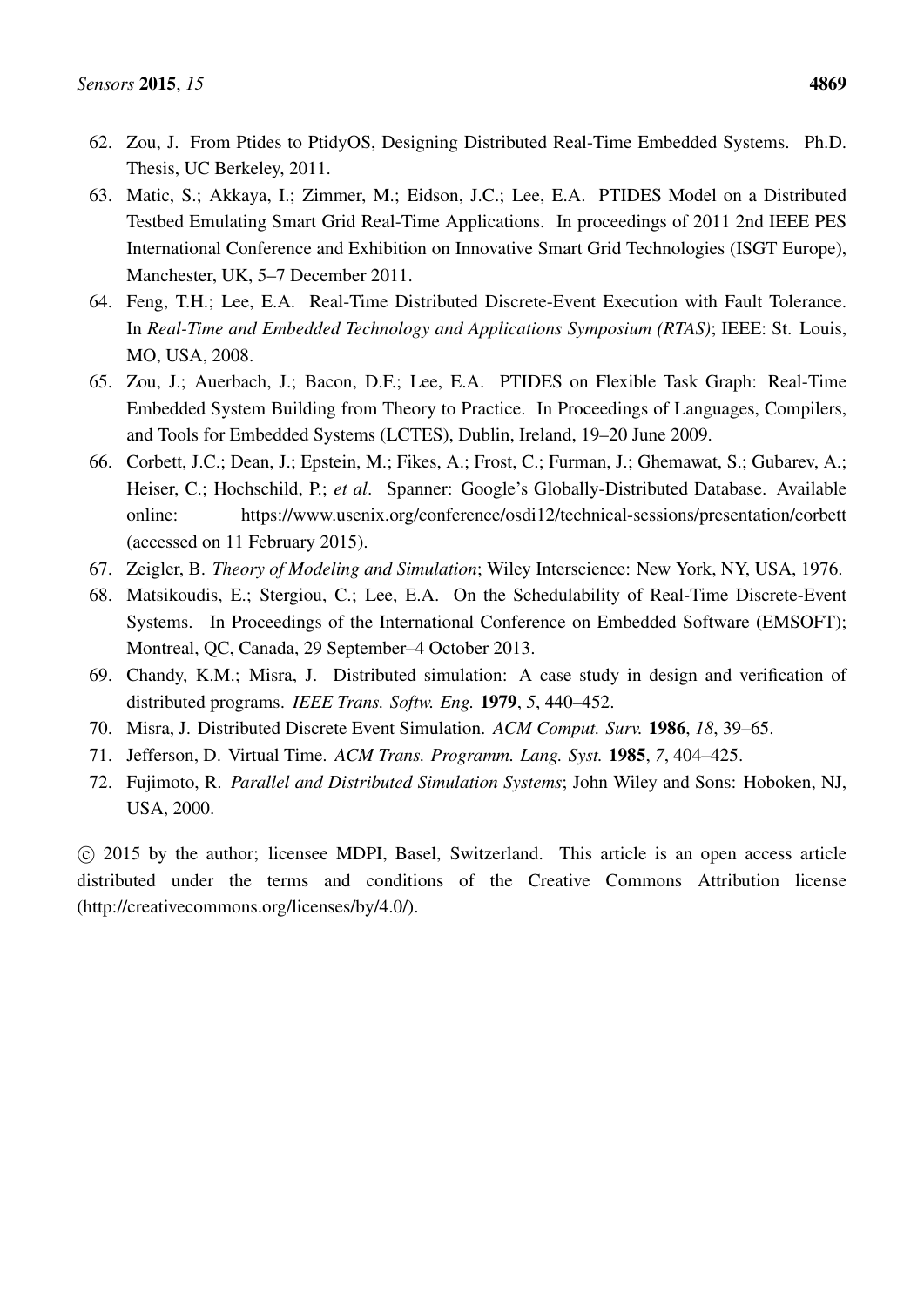62. Zou, J. From Ptides to PtidyOS, Designing Distributed Real-Time Embedded Systems. Ph.D. Thesis, UC Berkeley, 2011.
63. Matic, S.; Akkaya, I.; Zimmer, M.; Eidson, J.C.; Lee, E.A. PTIDES Model on a Distributed Testbed Emulating Smart Grid Real-Time Applications. In proceedings of 2011 2nd IEEE PES International Conference and Exhibition on Innovative Smart Grid Technologies (ISGT Europe), Manchester, UK, 5–7 December 2011.
64. Feng, T.H.; Lee, E.A. Real-Time Distributed Discrete-Event Execution with Fault Tolerance. In *Real-Time and Embedded Technology and Applications Symposium (RTAS)*; IEEE: St. Louis, MO, USA, 2008.
65. Zou, J.; Auerbach, J.; Bacon, D.F.; Lee, E.A. PTIDES on Flexible Task Graph: Real-Time Embedded System Building from Theory to Practice. In Proceedings of Languages, Compilers, and Tools for Embedded Systems (LCTES), Dublin, Ireland, 19–20 June 2009.
66. Corbett, J.C.; Dean, J.; Epstein, M.; Fikes, A.; Frost, C.; Furman, J.; Ghemawat, S.; Gubarev, A.; Heiser, C.; Hochschild, P.; *et al*. Spanner: Google's Globally-Distributed Database. Available online: https://www.usenix.org/conference/osdi12/technical-sessions/presentation/corbett (accessed on 11 February 2015).
67. Zeigler, B. *Theory of Modeling and Simulation*; Wiley Interscience: New York, NY, USA, 1976.
68. Matsikoudis, E.; Stergiou, C.; Lee, E.A. On the Schedulability of Real-Time Discrete-Event Systems. In Proceedings of the International Conference on Embedded Software (EMSOFT); Montreal, QC, Canada, 29 September–4 October 2013.
69. Chandy, K.M.; Misra, J. Distributed simulation: A case study in design and verification of distributed programs. *IEEE Trans. Softw. Eng.* **1979**, *5*, 440–452.
70. Misra, J. Distributed Discrete Event Simulation. *ACM Comput. Surv.* **1986**, *18*, 39–65.
71. Jefferson, D. Virtual Time. *ACM Trans. Programm. Lang. Syst.* **1985**, *7*, 404–425.
72. Fujimoto, R. *Parallel and Distributed Simulation Systems*; John Wiley and Sons: Hoboken, NJ, USA, 2000.

© 2015 by the author; licensee MDPI, Basel, Switzerland. This article is an open access article distributed under the terms and conditions of the Creative Commons Attribution license (http://creativecommons.org/licenses/by/4.0/).